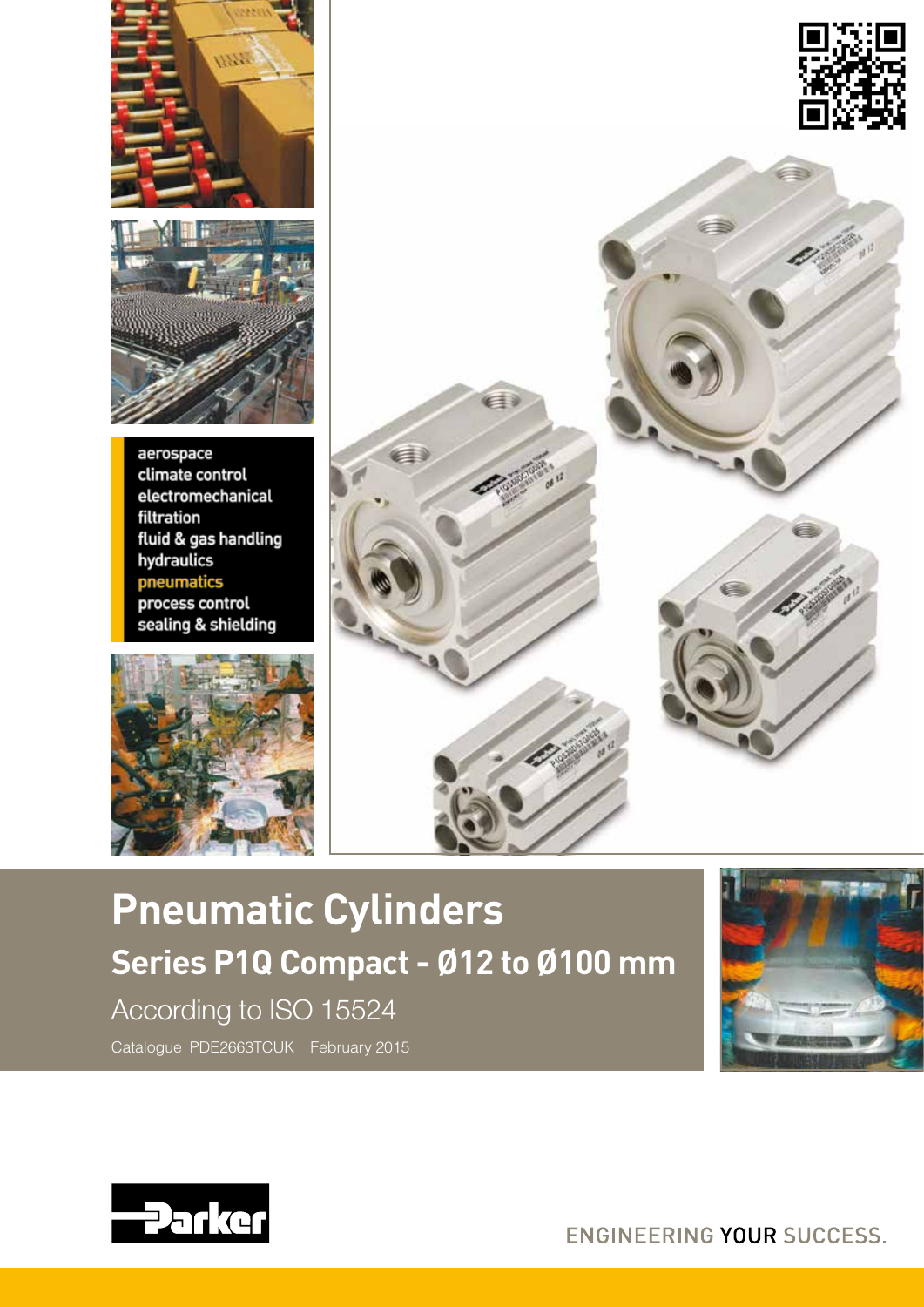aerospace
climate control
electromechanical
filtration
fluid & gas handling
hydraulics
pneumatics
process control
sealing & shielding

# Pneumatic Cylinders

## Series P1Q Compact - Ø12 to Ø100 mm

According to ISO 15524

Catalogue PDE2663TCUK February 2015

Parker

ENGINEERING YOUR SUCCESS.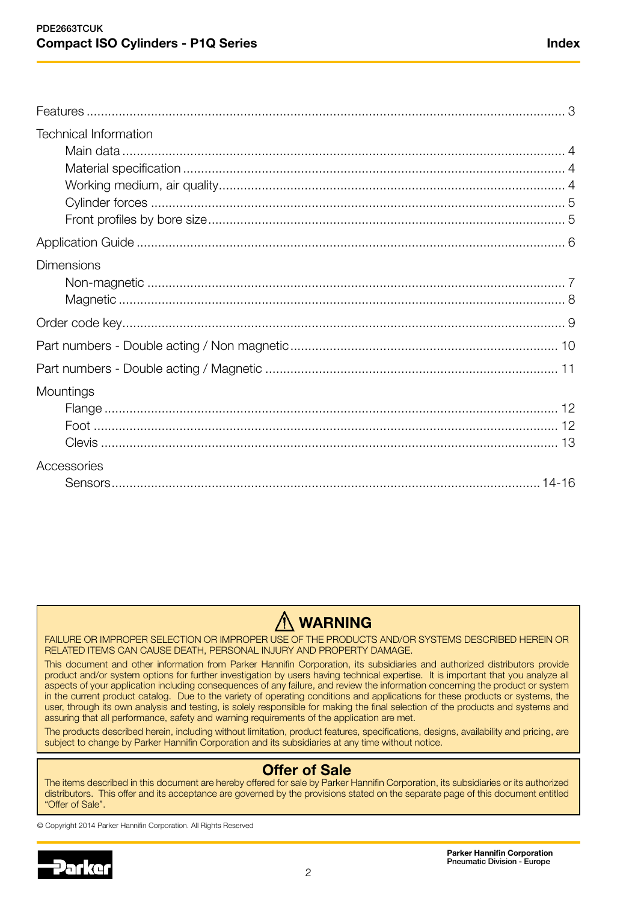# Index

Features .......................................................................................................................... 3

Technical Information

- Main data ................................................................................................................ 4
- Material specification ................................................................................................ 4
- Working medium, air quality...................................................................................... 4
- Cylinder forces ......................................................................................................... 5
- Front profiles by bore size......................................................................................... 5

Application Guide ............................................................................................................ 6

Dimensions

- Non-magnetic .......................................................................................................... 7
- Magnetic ................................................................................................................. 8

Order code key................................................................................................................. 9

Part numbers - Double acting / Non magnetic............................................................... 10

Part numbers - Double acting / Magnetic ...................................................................... 11

Mountings

- Flange .................................................................................................................... 12
- Foot ....................................................................................................................... 12
- Clevis ..................................................................................................................... 13

Accessories

- Sensors.............................................................................................................. 14-16

## ⚠ WARNING

FAILURE OR IMPROPER SELECTION OR IMPROPER USE OF THE PRODUCTS AND/OR SYSTEMS DESCRIBED HEREIN OR RELATED ITEMS CAN CAUSE DEATH, PERSONAL INJURY AND PROPERTY DAMAGE.

This document and other information from Parker Hannifin Corporation, its subsidiaries and authorized distributors provide product and/or system options for further investigation by users having technical expertise. It is important that you analyze all aspects of your application including consequences of any failure, and review the information concerning the product or system in the current product catalog. Due to the variety of operating conditions and applications for these products or systems, the user, through its own analysis and testing, is solely responsible for making the final selection of the products and systems and assuring that all performance, safety and warning requirements of the application are met.

The products described herein, including without limitation, product features, specifications, designs, availability and pricing, are subject to change by Parker Hannifin Corporation and its subsidiaries at any time without notice.

## Offer of Sale

The items described in this document are hereby offered for sale by Parker Hannifin Corporation, its subsidiaries or its authorized distributors. This offer and its acceptance are governed by the provisions stated on the separate page of this document entitled “Offer of Sale”.

© Copyright 2014 Parker Hannifin Corporation. All Rights Reserved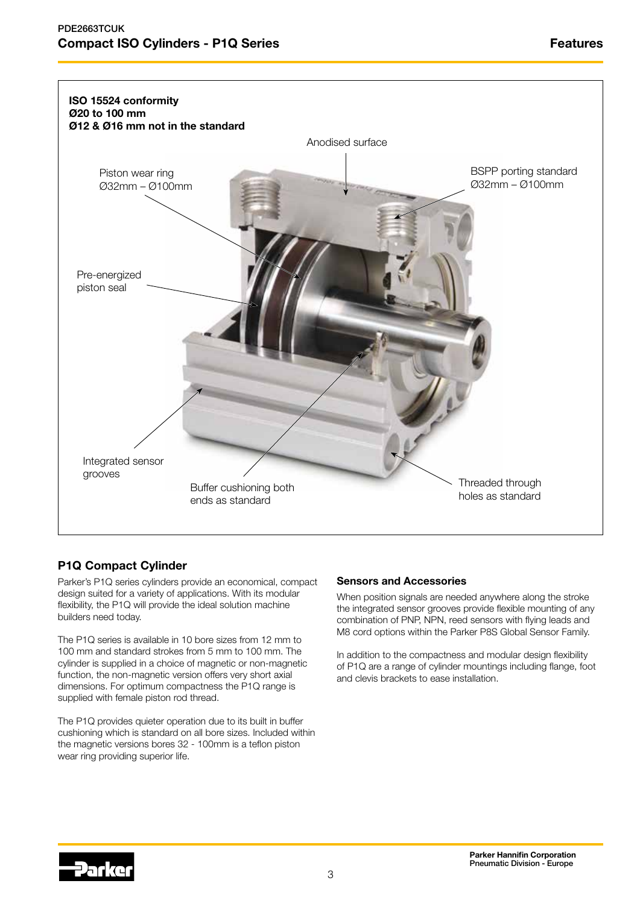**ISO 15524 conformity**
**Ø20 to 100 mm**
**Ø12 & Ø16 mm not in the standard**

Anodised surface

Piston wear ring Ø32mm – Ø100mm

BSPP porting standard Ø32mm – Ø100mm

Pre-energized piston seal

Integrated sensor grooves

Buffer cushioning both ends as standard

Threaded through holes as standard

## P1Q Compact Cylinder

Parker's P1Q series cylinders provide an economical, compact design suited for a variety of applications. With its modular flexibility, the P1Q will provide the ideal solution machine builders need today.

The P1Q series is available in 10 bore sizes from 12 mm to 100 mm and standard strokes from 5 mm to 100 mm. The cylinder is supplied in a choice of magnetic or non-magnetic function, the non-magnetic version offers very short axial dimensions. For optimum compactness the P1Q range is supplied with female piston rod thread.

The P1Q provides quieter operation due to its built in buffer cushioning which is standard on all bore sizes. Included within the magnetic versions bores 32 - 100mm is a teflon piston wear ring providing superior life.

### Sensors and Accessories

When position signals are needed anywhere along the stroke the integrated sensor grooves provide flexible mounting of any combination of PNP, NPN, reed sensors with flying leads and M8 cord options within the Parker P8S Global Sensor Family.

In addition to the compactness and modular design flexibility of P1Q are a range of cylinder mountings including flange, foot and clevis brackets to ease installation.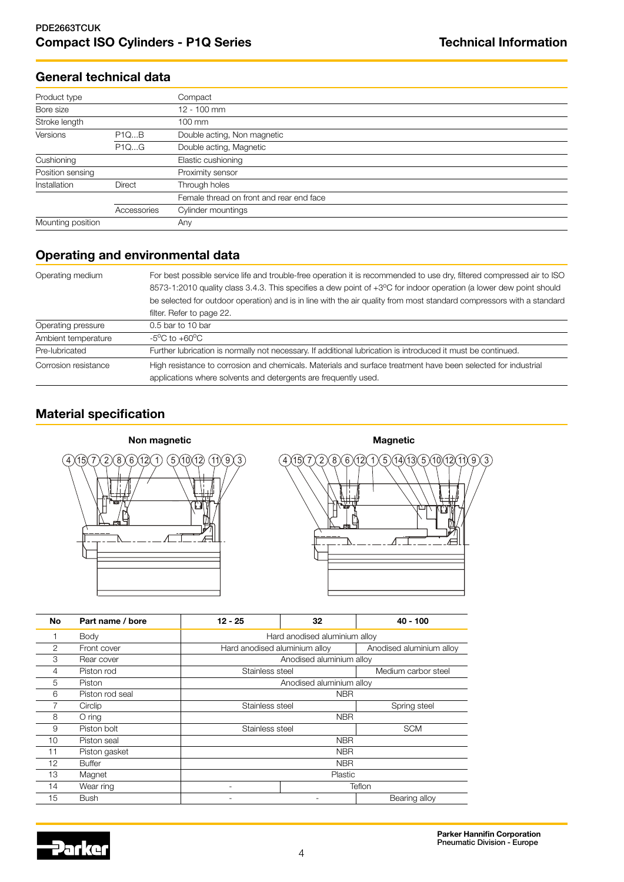## General technical data

| | | |
|---|---|---|
| Product type | | Compact |
| Bore size | | 12 - 100 mm |
| Stroke length | | 100 mm |
| Versions | P1Q...B | Double acting, Non magnetic |
| | P1Q...G | Double acting, Magnetic |
| Cushioning | | Elastic cushioning |
| Position sensing | | Proximity sensor |
| Installation | Direct | Through holes |
| | | Female thread on front and rear end face |
| | Accessories | Cylinder mountings |
| Mounting position | | Any |

## Operating and environmental data

| | |
|---|---|
| Operating medium | For best possible service life and trouble-free operation it is recommended to use dry, filtered compressed air to ISO 8573-1:2010 quality class 3.4.3. This specifies a dew point of +3°C for indoor operation (a lower dew point should be selected for outdoor operation) and is in line with the air quality from most standard compressors with a standard filter. Refer to page 22. |
| Operating pressure | 0.5 bar to 10 bar |
| Ambient temperature | -5°C to +60°C |
| Pre-lubricated | Further lubrication is normally not necessary. If additional lubrication is introduced it must be continued. |
| Corrosion resistance | High resistance to corrosion and chemicals. Materials and surface treatment have been selected for industrial applications where solvents and detergents are frequently used. |

## Material specification

**Non magnetic**

4 15 7 2 8 6 12 1 5 10 12 11 9 3

**Magnetic**

4 15 7 2 8 6 12 1 5 14 13 5 10 12 11 9 3

| No | Part name / bore | 12 - 25 | 32 | 40 - 100 |
|---|---|---|---|---|
| 1 | Body | Hard anodised aluminium alloy | | |
| 2 | Front cover | Hard anodised aluminium alloy | | Anodised aluminium alloy |
| 3 | Rear cover | Anodised aluminium alloy | | |
| 4 | Piston rod | Stainless steel | | Medium carbor steel |
| 5 | Piston | Anodised aluminium alloy | | |
| 6 | Piston rod seal | NBR | | |
| 7 | Circlip | Stainless steel | | Spring steel |
| 8 | O ring | NBR | | |
| 9 | Piston bolt | Stainless steel | | SCM |
| 10 | Piston seal | NBR | | |
| 11 | Piston gasket | NBR | | |
| 12 | Buffer | NBR | | |
| 13 | Magnet | Plastic | | |
| 14 | Wear ring | - | Teflon | |
| 15 | Bush | - | - | Bearing alloy |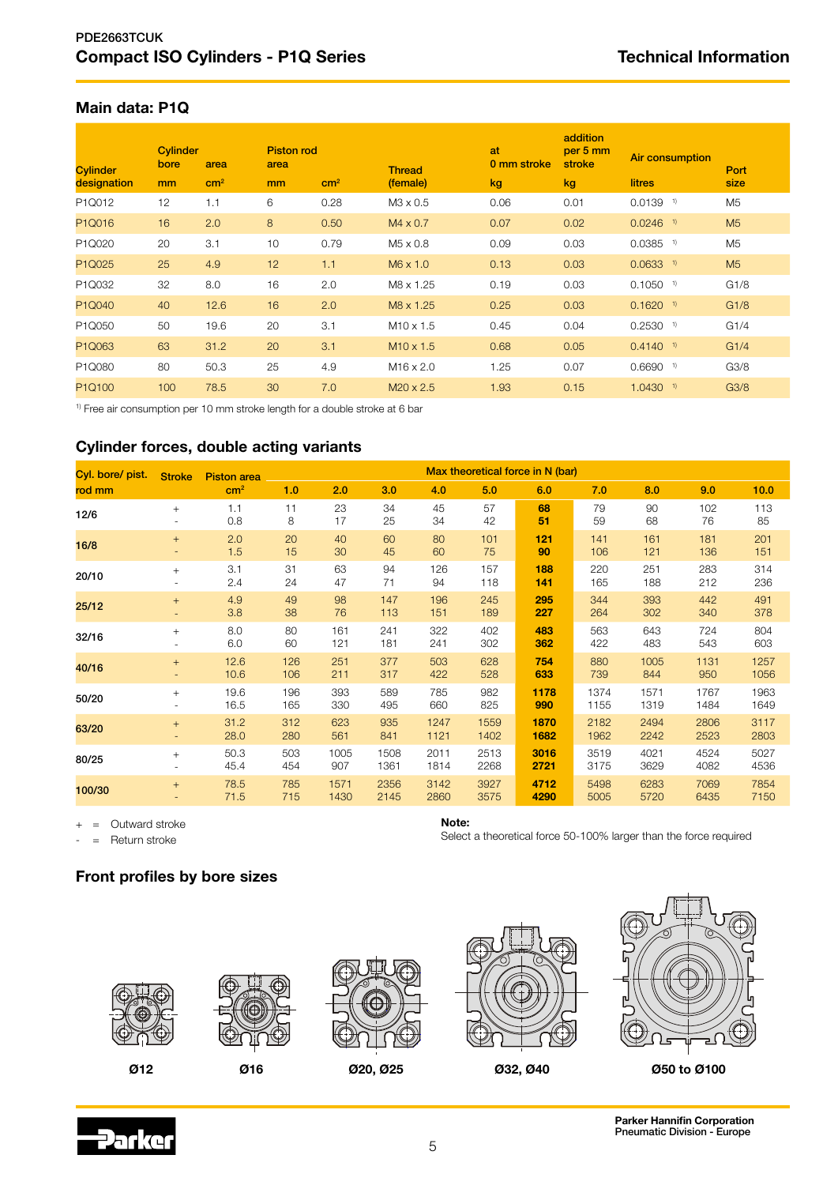## Main data: P1Q

| Cylinder designation | Cylinder bore mm | area cm² | Piston rod mm | area cm² | Thread (female) | at 0 mm stroke kg | addition per 5 mm stroke kg | Air consumption litres | Port size |
|---|---|---|---|---|---|---|---|---|---|
| P1Q012 | 12 | 1.1 | 6 | 0.28 | M3 x 0.5 | 0.06 | 0.01 | 0.0139 [1] | M5 |
| P1Q016 | 16 | 2.0 | 8 | 0.50 | M4 x 0.7 | 0.07 | 0.02 | 0.0246 [1] | M5 |
| P1Q020 | 20 | 3.1 | 10 | 0.79 | M5 x 0.8 | 0.09 | 0.03 | 0.0385 [1] | M5 |
| P1Q025 | 25 | 4.9 | 12 | 1.1 | M6 x 1.0 | 0.13 | 0.03 | 0.0633 [1] | M5 |
| P1Q032 | 32 | 8.0 | 16 | 2.0 | M8 x 1.25 | 0.19 | 0.03 | 0.1050 [1] | G1/8 |
| P1Q040 | 40 | 12.6 | 16 | 2.0 | M8 x 1.25 | 0.25 | 0.03 | 0.1620 [1] | G1/8 |
| P1Q050 | 50 | 19.6 | 20 | 3.1 | M10 x 1.5 | 0.45 | 0.04 | 0.2530 [1] | G1/4 |
| P1Q063 | 63 | 31.2 | 20 | 3.1 | M10 x 1.5 | 0.68 | 0.05 | 0.4140 [1] | G1/4 |
| P1Q080 | 80 | 50.3 | 25 | 4.9 | M16 x 2.0 | 1.25 | 0.07 | 0.6690 [1] | G3/8 |
| P1Q100 | 100 | 78.5 | 30 | 7.0 | M20 x 2.5 | 1.93 | 0.15 | 1.0430 [1] | G3/8 |

[1] Free air consumption per 10 mm stroke length for a double stroke at 6 bar

## Cylinder forces, double acting variants

| Cyl. bore/ pist. rod mm | Stroke | Piston area cm² | Max theoretical force in N (bar) 1.0 | 2.0 | 3.0 | 4.0 | 5.0 | 6.0 | 7.0 | 8.0 | 9.0 | 10.0 |
|---|---|---|---|---|---|---|---|---|---|---|---|---|
| 12/6 | + | 1.1 | 11 | 23 | 34 | 45 | 57 | **68** | 79 | 90 | 102 | 113 |
| | - | 0.8 | 8 | 17 | 25 | 34 | 42 | **51** | 59 | 68 | 76 | 85 |
| 16/8 | + | 2.0 | 20 | 40 | 60 | 80 | 101 | **121** | 141 | 161 | 181 | 201 |
| | - | 1.5 | 15 | 30 | 45 | 60 | 75 | **90** | 106 | 121 | 136 | 151 |
| 20/10 | + | 3.1 | 31 | 63 | 94 | 126 | 157 | **188** | 220 | 251 | 283 | 314 |
| | - | 2.4 | 24 | 47 | 71 | 94 | 118 | **141** | 165 | 188 | 212 | 236 |
| 25/12 | + | 4.9 | 49 | 98 | 147 | 196 | 245 | **295** | 344 | 393 | 442 | 491 |
| | - | 3.8 | 38 | 76 | 113 | 151 | 189 | **227** | 264 | 302 | 340 | 378 |
| 32/16 | + | 8.0 | 80 | 161 | 241 | 322 | 402 | **483** | 563 | 643 | 724 | 804 |
| | - | 6.0 | 60 | 121 | 181 | 241 | 302 | **362** | 422 | 483 | 543 | 603 |
| 40/16 | + | 12.6 | 126 | 251 | 377 | 503 | 628 | **754** | 880 | 1005 | 1131 | 1257 |
| | - | 10.6 | 106 | 211 | 317 | 422 | 528 | **633** | 739 | 844 | 950 | 1056 |
| 50/20 | + | 19.6 | 196 | 393 | 589 | 785 | 982 | **1178** | 1374 | 1571 | 1767 | 1963 |
| | - | 16.5 | 165 | 330 | 495 | 660 | 825 | **990** | 1155 | 1319 | 1484 | 1649 |
| 63/20 | + | 31.2 | 312 | 623 | 935 | 1247 | 1559 | **1870** | 2182 | 2494 | 2806 | 3117 |
| | - | 28.0 | 280 | 561 | 841 | 1121 | 1402 | **1682** | 1962 | 2242 | 2523 | 2803 |
| 80/25 | + | 50.3 | 503 | 1005 | 1508 | 2011 | 2513 | **3016** | 3519 | 4021 | 4524 | 5027 |
| | - | 45.4 | 454 | 907 | 1361 | 1814 | 2268 | **2721** | 3175 | 3629 | 4082 | 4536 |
| 100/30 | + | 78.5 | 785 | 1571 | 2356 | 3142 | 3927 | **4712** | 5498 | 6283 | 7069 | 7854 |
| | - | 71.5 | 715 | 1430 | 2145 | 2860 | 3575 | **4290** | 5005 | 5720 | 6435 | 7150 |

\+ = Outward stroke
\- = Return stroke

**Note:**
Select a theoretical force 50-100% larger than the force required

## Front profiles by bore sizes

Ø12 Ø16 Ø20, Ø25 Ø32, Ø40 Ø50 to Ø100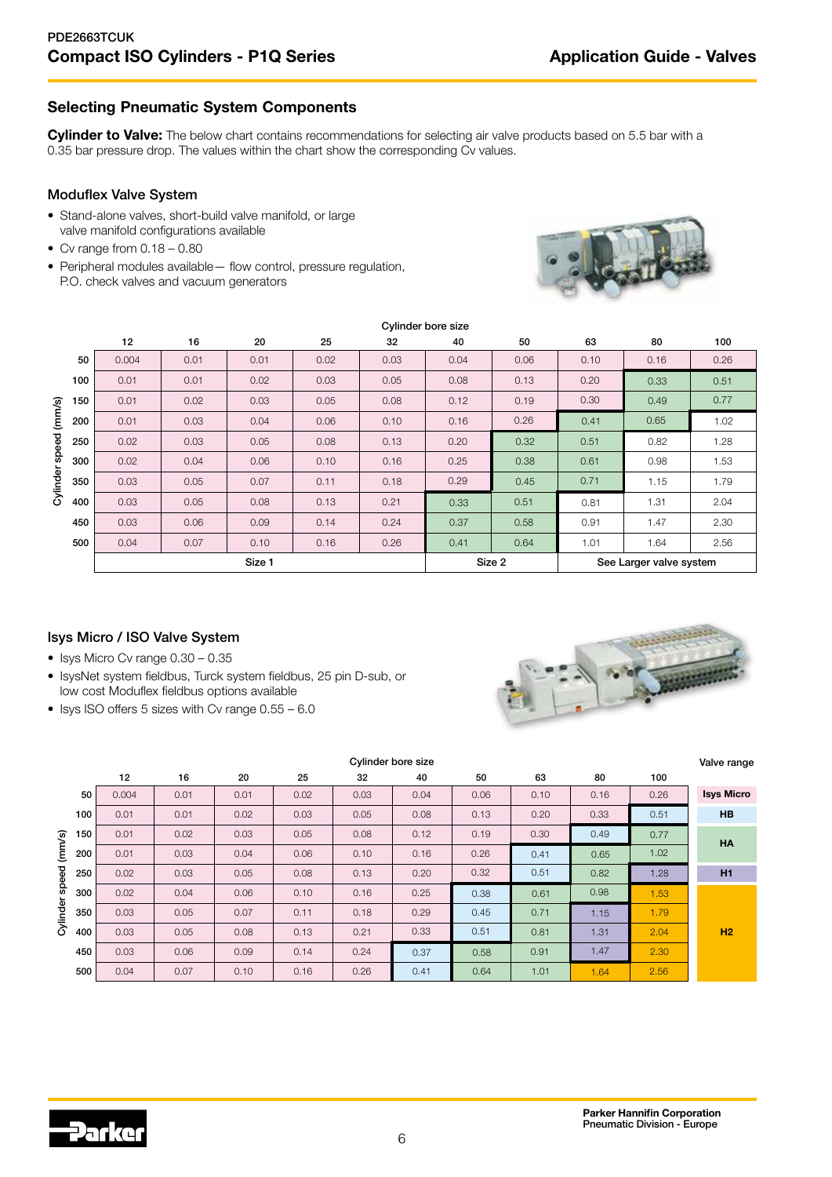## Selecting Pneumatic System Components

**Cylinder to Valve:** The below chart contains recommendations for selecting air valve products based on 5.5 bar with a 0.35 bar pressure drop. The values within the chart show the corresponding Cv values.

### Moduflex Valve System

- Stand-alone valves, short-build valve manifold, or large valve manifold configurations available
- Cv range from 0.18 – 0.80
- Peripheral modules available— flow control, pressure regulation, P.O. check valves and vacuum generators

| Cylinder speed (mm/s) | Cylinder bore size 12 | 16 | 20 | 25 | 32 | 40 | 50 | 63 | 80 | 100 |
|---|---|---|---|---|---|---|---|---|---|---|
| 50 | 0.004 | 0.01 | 0.01 | 0.02 | 0.03 | 0.04 | 0.06 | 0.10 | 0.16 | 0.26 |
| 100 | 0.01 | 0.01 | 0.02 | 0.03 | 0.05 | 0.08 | 0.13 | 0.20 | 0.33 | 0.51 |
| 150 | 0.01 | 0.02 | 0.03 | 0.05 | 0.08 | 0.12 | 0.19 | 0.30 | 0.49 | 0.77 |
| 200 | 0.01 | 0.03 | 0.04 | 0.06 | 0.10 | 0.16 | 0.26 | 0.41 | 0.65 | 1.02 |
| 250 | 0.02 | 0.03 | 0.05 | 0.08 | 0.13 | 0.20 | 0.32 | 0.51 | 0.82 | 1.28 |
| 300 | 0.02 | 0.04 | 0.06 | 0.10 | 0.16 | 0.25 | 0.38 | 0.61 | 0.98 | 1.53 |
| 350 | 0.03 | 0.05 | 0.07 | 0.11 | 0.18 | 0.29 | 0.45 | 0.71 | 1.15 | 1.79 |
| 400 | 0.03 | 0.05 | 0.08 | 0.13 | 0.21 | 0.33 | 0.51 | 0.81 | 1.31 | 2.04 |
| 450 | 0.03 | 0.06 | 0.09 | 0.14 | 0.24 | 0.37 | 0.58 | 0.91 | 1.47 | 2.30 |
| 500 | 0.04 | 0.07 | 0.10 | 0.16 | 0.26 | 0.41 | 0.64 | 1.01 | 1.64 | 2.56 |
| | Size 1 | | | | | Size 2 | | See Larger valve system | | |

### Isys Micro / ISO Valve System

- Isys Micro Cv range 0.30 – 0.35
- IsysNet system fieldbus, Turck system fieldbus, 25 pin D-sub, or low cost Moduflex fieldbus options available
- Isys ISO offers 5 sizes with Cv range 0.55 – 6.0

| Cylinder speed (mm/s) | Cylinder bore size 12 | 16 | 20 | 25 | 32 | 40 | 50 | 63 | 80 | 100 | Valve range |
|---|---|---|---|---|---|---|---|---|---|---|---|
| 50 | 0.004 | 0.01 | 0.01 | 0.02 | 0.03 | 0.04 | 0.06 | 0.10 | 0.16 | 0.26 | Isys Micro |
| 100 | 0.01 | 0.01 | 0.02 | 0.03 | 0.05 | 0.08 | 0.13 | 0.20 | 0.33 | 0.51 | HB |
| 150 | 0.01 | 0.02 | 0.03 | 0.05 | 0.08 | 0.12 | 0.19 | 0.30 | 0.49 | 0.77 | HA |
| 200 | 0.01 | 0.03 | 0.04 | 0.06 | 0.10 | 0.16 | 0.26 | 0.41 | 0.65 | 1.02 | |
| 250 | 0.02 | 0.03 | 0.05 | 0.08 | 0.13 | 0.20 | 0.32 | 0.51 | 0.82 | 1.28 | H1 |
| 300 | 0.02 | 0.04 | 0.06 | 0.10 | 0.16 | 0.25 | 0.38 | 0.61 | 0.98 | 1.53 | H2 |
| 350 | 0.03 | 0.05 | 0.07 | 0.11 | 0.18 | 0.29 | 0.45 | 0.71 | 1.15 | 1.79 | |
| 400 | 0.03 | 0.05 | 0.08 | 0.13 | 0.21 | 0.33 | 0.51 | 0.81 | 1.31 | 2.04 | |
| 450 | 0.03 | 0.06 | 0.09 | 0.14 | 0.24 | 0.37 | 0.58 | 0.91 | 1.47 | 2.30 | |
| 500 | 0.04 | 0.07 | 0.10 | 0.16 | 0.26 | 0.41 | 0.64 | 1.01 | 1.64 | 2.56 | |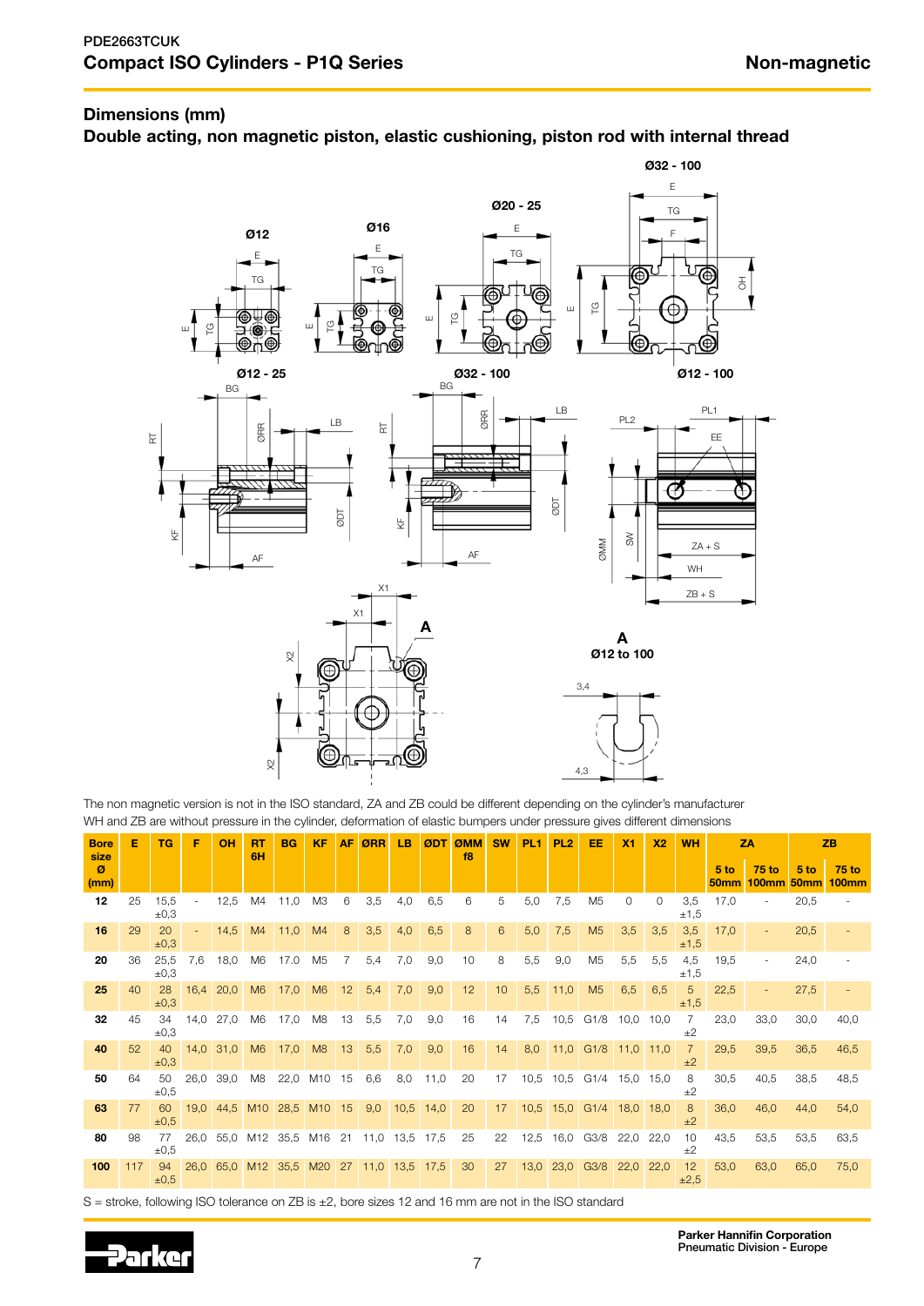## Dimensions (mm)

### Double acting, non magnetic piston, elastic cushioning, piston rod with internal thread

The non magnetic version is not in the ISO standard, ZA and ZB could be different depending on the cylinder's manufacturer
WH and ZB are without pressure in the cylinder, deformation of elastic bumpers under pressure gives different dimensions

| Bore size Ø (mm) | E | TG | F | OH | RT 6H | BG | KF | AF | ØRR | LB | ØDT | ØMM f8 | SW | PL1 | PL2 | EE | X1 | X2 | WH | ZA | | ZB | |
|---|---|---|---|---|---|---|---|---|---|---|---|---|---|---|---|---|---|---|---|---|---|---|---|
| | | | | | | | | | | | | | | | | | | | | 5 to 50mm | 75 to 100mm | 5 to 50mm | 75 to 100mm |
| 12 | 25 | 15,5 ±0,3 | - | 12,5 | M4 | 11,0 | M3 | 6 | 3,5 | 4,0 | 6,5 | 6 | 5 | 5,0 | 7,5 | M5 | 0 | 0 | 3,5 ±1,5 | 17,0 | - | 20,5 | - |
| 16 | 29 | 20 ±0,3 | - | 14,5 | M4 | 11,0 | M4 | 8 | 3,5 | 4,0 | 6,5 | 8 | 6 | 5,0 | 7,5 | M5 | 3,5 | 3,5 | 3,5 ±1,5 | 17,0 | - | 20,5 | - |
| 20 | 36 | 25,5 ±0,3 | 7,6 | 18,0 | M6 | 17.0 | M5 | 7 | 5,4 | 7,0 | 9,0 | 10 | 8 | 5,5 | 9,0 | M5 | 5,5 | 5,5 | 4,5 ±1,5 | 19,5 | - | 24,0 | - |
| 25 | 40 | 28 ±0,3 | 16,4 | 20,0 | M6 | 17,0 | M6 | 12 | 5,4 | 7,0 | 9,0 | 12 | 10 | 5,5 | 11,0 | M5 | 6,5 | 6,5 | 5 ±1,5 | 22,5 | - | 27,5 | - |
| 32 | 45 | 34 ±0,3 | 14,0 | 27,0 | M6 | 17,0 | M8 | 13 | 5,5 | 7,0 | 9,0 | 16 | 14 | 7,5 | 10,5 | G1/8 | 10,0 | 10,0 | 7 ±2 | 23,0 | 33,0 | 30,0 | 40,0 |
| 40 | 52 | 40 ±0,3 | 14,0 | 31,0 | M6 | 17,0 | M8 | 13 | 5,5 | 7,0 | 9,0 | 16 | 14 | 8,0 | 11,0 | G1/8 | 11,0 | 11,0 | 7 ±2 | 29,5 | 39,5 | 36,5 | 46,5 |
| 50 | 64 | 50 ±0,5 | 26,0 | 39,0 | M8 | 22,0 | M10 | 15 | 6,6 | 8,0 | 11,0 | 20 | 17 | 10,5 | 10,5 | G1/4 | 15,0 | 15,0 | 8 ±2 | 30,5 | 40,5 | 38,5 | 48,5 |
| 63 | 77 | 60 ±0,5 | 19,0 | 44,5 | M10 | 28,5 | M10 | 15 | 9,0 | 10,5 | 14,0 | 20 | 17 | 10,5 | 15,0 | G1/4 | 18,0 | 18,0 | 8 ±2 | 36,0 | 46,0 | 44,0 | 54,0 |
| 80 | 98 | 77 ±0,5 | 26,0 | 55,0 | M12 | 35,5 | M16 | 21 | 11,0 | 13,5 | 17,5 | 25 | 22 | 12,5 | 16,0 | G3/8 | 22,0 | 22,0 | 10 ±2 | 43,5 | 53,5 | 53,5 | 63,5 |
| 100 | 117 | 94 ±0,5 | 26,0 | 65,0 | M12 | 35,5 | M20 | 27 | 11,0 | 13,5 | 17,5 | 30 | 27 | 13,0 | 23,0 | G3/8 | 22,0 | 22,0 | 12 ±2,5 | 53,0 | 63,0 | 65,0 | 75,0 |

S = stroke, following ISO tolerance on ZB is ±2, bore sizes 12 and 16 mm are not in the ISO standard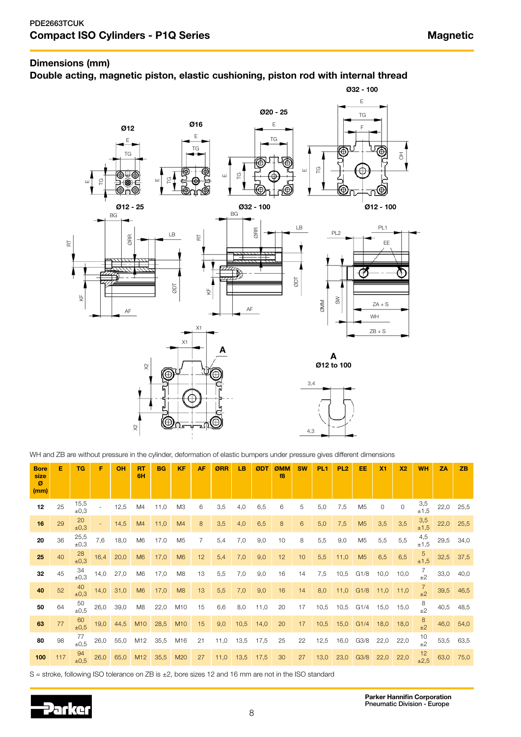PDE2663TCUK

## Compact ISO Cylinders - P1Q Series

**Magnetic**

### Dimensions (mm)

### Double acting, magnetic piston, elastic cushioning, piston rod with internal thread

WH and ZB are without pressure in the cylinder, deformation of elastic bumpers under pressure gives different dimensions

| Bore size Ø (mm) | E | TG | F | OH | RT 6H | BG | KF | AF | ØRR | LB | ØDT | ØMM f8 | SW | PL1 | PL2 | EE | X1 | X2 | WH | ZA | ZB |
|---|---|---|---|---|---|---|---|---|---|---|---|---|---|---|---|---|---|---|---|---|---|
| 12 | 25 | 15,5 ±0,3 | - | 12,5 | M4 | 11,0 | M3 | 6 | 3,5 | 4,0 | 6,5 | 6 | 5 | 5,0 | 7,5 | M5 | 0 | 0 | 3,5 ±1,5 | 22,0 | 25,5 |
| 16 | 29 | 20 ±0,3 | - | 14,5 | M4 | 11,0 | M4 | 8 | 3,5 | 4,0 | 6,5 | 8 | 6 | 5,0 | 7,5 | M5 | 3,5 | 3,5 | 3,5 ±1,5 | 22,0 | 25,5 |
| 20 | 36 | 25,5 ±0,3 | 7,6 | 18,0 | M6 | 17.0 | M5 | 7 | 5,4 | 7,0 | 9,0 | 10 | 8 | 5,5 | 9,0 | M5 | 5,5 | 5,5 | 4,5 ±1,5 | 29,5 | 34,0 |
| 25 | 40 | 28 ±0,3 | 16,4 | 20,0 | M6 | 17,0 | M6 | 12 | 5,4 | 7,0 | 9,0 | 12 | 10 | 5,5 | 11,0 | M5 | 6,5 | 6,5 | 5 ±1,5 | 32,5 | 37,5 |
| 32 | 45 | 34 ±0,3 | 14,0 | 27,0 | M6 | 17,0 | M8 | 13 | 5,5 | 7,0 | 9,0 | 16 | 14 | 7,5 | 10,5 | G1/8 | 10,0 | 10,0 | 7 ±2 | 33,0 | 40,0 |
| 40 | 52 | 40 ±0,3 | 14,0 | 31,0 | M6 | 17,0 | M8 | 13 | 5,5 | 7,0 | 9,0 | 16 | 14 | 8,0 | 11,0 | G1/8 | 11,0 | 11,0 | 7 ±2 | 39,5 | 46,5 |
| 50 | 64 | 50 ±0,5 | 26,0 | 39,0 | M8 | 22,0 | M10 | 15 | 6,6 | 8,0 | 11,0 | 20 | 17 | 10,5 | 10,5 | G1/4 | 15,0 | 15,0 | 8 ±2 | 40,5 | 48,5 |
| 63 | 77 | 60 ±0,5 | 19,0 | 44,5 | M10 | 28,5 | M10 | 15 | 9,0 | 10,5 | 14,0 | 20 | 17 | 10,5 | 15,0 | G1/4 | 18,0 | 18,0 | 8 ±2 | 46,0 | 54,0 |
| 80 | 98 | 77 ±0,5 | 26,0 | 55,0 | M12 | 35,5 | M16 | 21 | 11,0 | 13,5 | 17,5 | 25 | 22 | 12,5 | 16,0 | G3/8 | 22,0 | 22,0 | 10 ±2 | 53,5 | 63,5 |
| 100 | 117 | 94 ±0,5 | 26,0 | 65,0 | M12 | 35,5 | M20 | 27 | 11,0 | 13,5 | 17,5 | 30 | 27 | 13,0 | 23,0 | G3/8 | 22,0 | 22,0 | 12 ±2,5 | 63,0 | 75,0 |

S = stroke, following ISO tolerance on ZB is ±2, bore sizes 12 and 16 mm are not in the ISO standard

Parker Hannifin Corporation
Pneumatic Division - Europe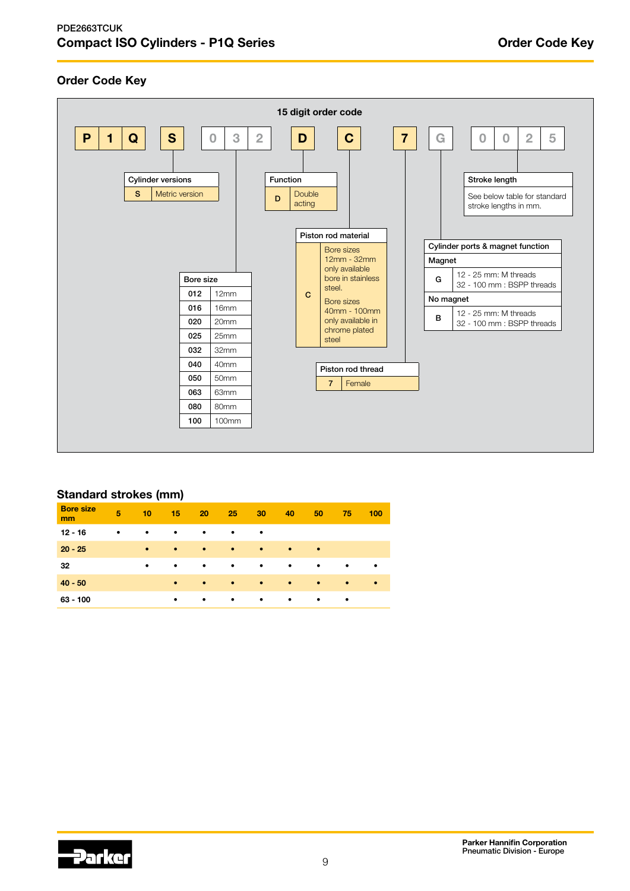## Order Code Key

**15 digit order code**

| P | 1 | Q | S | 0 | 3 | 2 | D | C | 7 | G | 0 | 0 | 2 | 5 |
|---|---|---|---|---|---|---|---|---|---|---|---|---|---|---|

**Cylinder versions**

| S | Metric version |
|---|---|

**Function**

| D | Double acting |
|---|---|

**Stroke length**

See below table for standard stroke lengths in mm.

**Piston rod material**

| C | Bore sizes 12mm - 32mm only available bore in stainless steel. Bore sizes 40mm - 100mm only available in chrome plated steel |
|---|---|

**Cylinder ports & magnet function**

| | |
|---|---|
| **Magnet** | |
| G | 12 - 25 mm: M threads<br>32 - 100 mm : BSPP threads |
| **No magnet** | |
| B | 12 - 25 mm: M threads<br>32 - 100 mm : BSPP threads |

**Bore size**

| 012 | 12mm |
|---|---|
| 016 | 16mm |
| 020 | 20mm |
| 025 | 25mm |
| 032 | 32mm |
| 040 | 40mm |
| 050 | 50mm |
| 063 | 63mm |
| 080 | 80mm |
| 100 | 100mm |

**Piston rod thread**

| 7 | Female |
|---|---|

## Standard strokes (mm)

| Bore size mm | 5 | 10 | 15 | 20 | 25 | 30 | 40 | 50 | 75 | 100 |
|---|---|---|---|---|---|---|---|---|---|---|
| 12 - 16 | • | • | • | • | • | • | | | | |
| 20 - 25 | | • | • | • | • | • | • | • | | |
| 32 | | • | • | • | • | • | • | • | • | • |
| 40 - 50 | | | • | • | • | • | • | • | • | • |
| 63 - 100 | | | • | • | • | • | • | • | • | |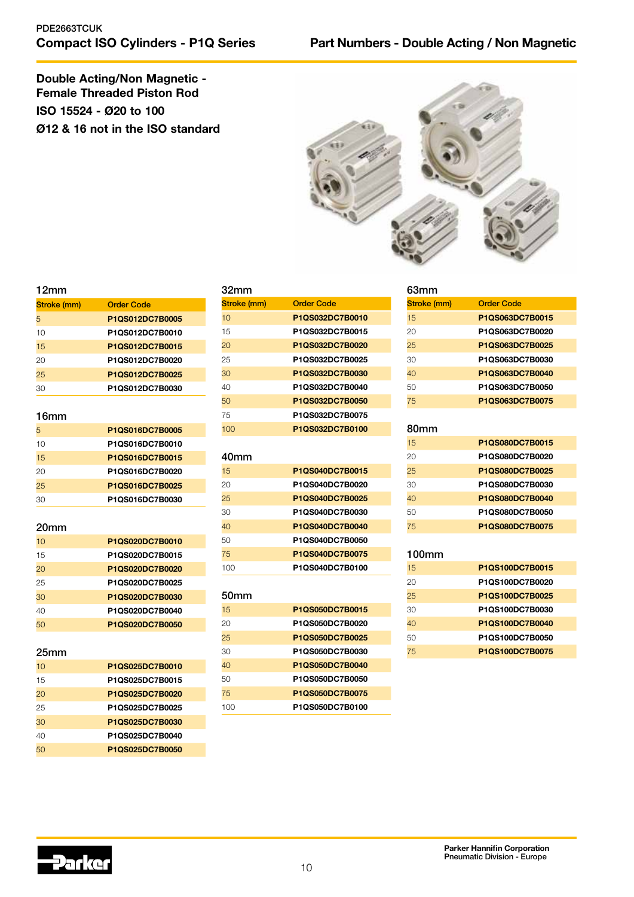## Double Acting/Non Magnetic - Female Threaded Piston Rod

**ISO 15524 - Ø20 to 100**

**Ø12 & 16 not in the ISO standard**

### 12mm

| Stroke (mm) | Order Code |
|---|---|
| 5 | **P1QS012DC7B0005** |
| 10 | **P1QS012DC7B0010** |
| 15 | **P1QS012DC7B0015** |
| 20 | **P1QS012DC7B0020** |
| 25 | **P1QS012DC7B0025** |
| 30 | **P1QS012DC7B0030** |

### 16mm

| Stroke (mm) | Order Code |
|---|---|
| 5 | **P1QS016DC7B0005** |
| 10 | **P1QS016DC7B0010** |
| 15 | **P1QS016DC7B0015** |
| 20 | **P1QS016DC7B0020** |
| 25 | **P1QS016DC7B0025** |
| 30 | **P1QS016DC7B0030** |

### 20mm

| Stroke (mm) | Order Code |
|---|---|
| 10 | **P1QS020DC7B0010** |
| 15 | **P1QS020DC7B0015** |
| 20 | **P1QS020DC7B0020** |
| 25 | **P1QS020DC7B0025** |
| 30 | **P1QS020DC7B0030** |
| 40 | **P1QS020DC7B0040** |
| 50 | **P1QS020DC7B0050** |

### 25mm

| Stroke (mm) | Order Code |
|---|---|
| 10 | **P1QS025DC7B0010** |
| 15 | **P1QS025DC7B0015** |
| 20 | **P1QS025DC7B0020** |
| 25 | **P1QS025DC7B0025** |
| 30 | **P1QS025DC7B0030** |
| 40 | **P1QS025DC7B0040** |
| 50 | **P1QS025DC7B0050** |

### 32mm

| Stroke (mm) | Order Code |
|---|---|
| 10 | **P1QS032DC7B0010** |
| 15 | **P1QS032DC7B0015** |
| 20 | **P1QS032DC7B0020** |
| 25 | **P1QS032DC7B0025** |
| 30 | **P1QS032DC7B0030** |
| 40 | **P1QS032DC7B0040** |
| 50 | **P1QS032DC7B0050** |
| 75 | **P1QS032DC7B0075** |
| 100 | **P1QS032DC7B0100** |

### 40mm

| Stroke (mm) | Order Code |
|---|---|
| 15 | **P1QS040DC7B0015** |
| 20 | **P1QS040DC7B0020** |
| 25 | **P1QS040DC7B0025** |
| 30 | **P1QS040DC7B0030** |
| 40 | **P1QS040DC7B0040** |
| 50 | **P1QS040DC7B0050** |
| 75 | **P1QS040DC7B0075** |
| 100 | **P1QS040DC7B0100** |

### 50mm

| Stroke (mm) | Order Code |
|---|---|
| 15 | **P1QS050DC7B0015** |
| 20 | **P1QS050DC7B0020** |
| 25 | **P1QS050DC7B0025** |
| 30 | **P1QS050DC7B0030** |
| 40 | **P1QS050DC7B0040** |
| 50 | **P1QS050DC7B0050** |
| 75 | **P1QS050DC7B0075** |
| 100 | **P1QS050DC7B0100** |

### 63mm

| Stroke (mm) | Order Code |
|---|---|
| 15 | **P1QS063DC7B0015** |
| 20 | **P1QS063DC7B0020** |
| 25 | **P1QS063DC7B0025** |
| 30 | **P1QS063DC7B0030** |
| 40 | **P1QS063DC7B0040** |
| 50 | **P1QS063DC7B0050** |
| 75 | **P1QS063DC7B0075** |

### 80mm

| Stroke (mm) | Order Code |
|---|---|
| 15 | **P1QS080DC7B0015** |
| 20 | **P1QS080DC7B0020** |
| 25 | **P1QS080DC7B0025** |
| 30 | **P1QS080DC7B0030** |
| 40 | **P1QS080DC7B0040** |
| 50 | **P1QS080DC7B0050** |
| 75 | **P1QS080DC7B0075** |

### 100mm

| Stroke (mm) | Order Code |
|---|---|
| 15 | **P1QS100DC7B0015** |
| 20 | **P1QS100DC7B0020** |
| 25 | **P1QS100DC7B0025** |
| 30 | **P1QS100DC7B0030** |
| 40 | **P1QS100DC7B0040** |
| 50 | **P1QS100DC7B0050** |
| 75 | **P1QS100DC7B0075** |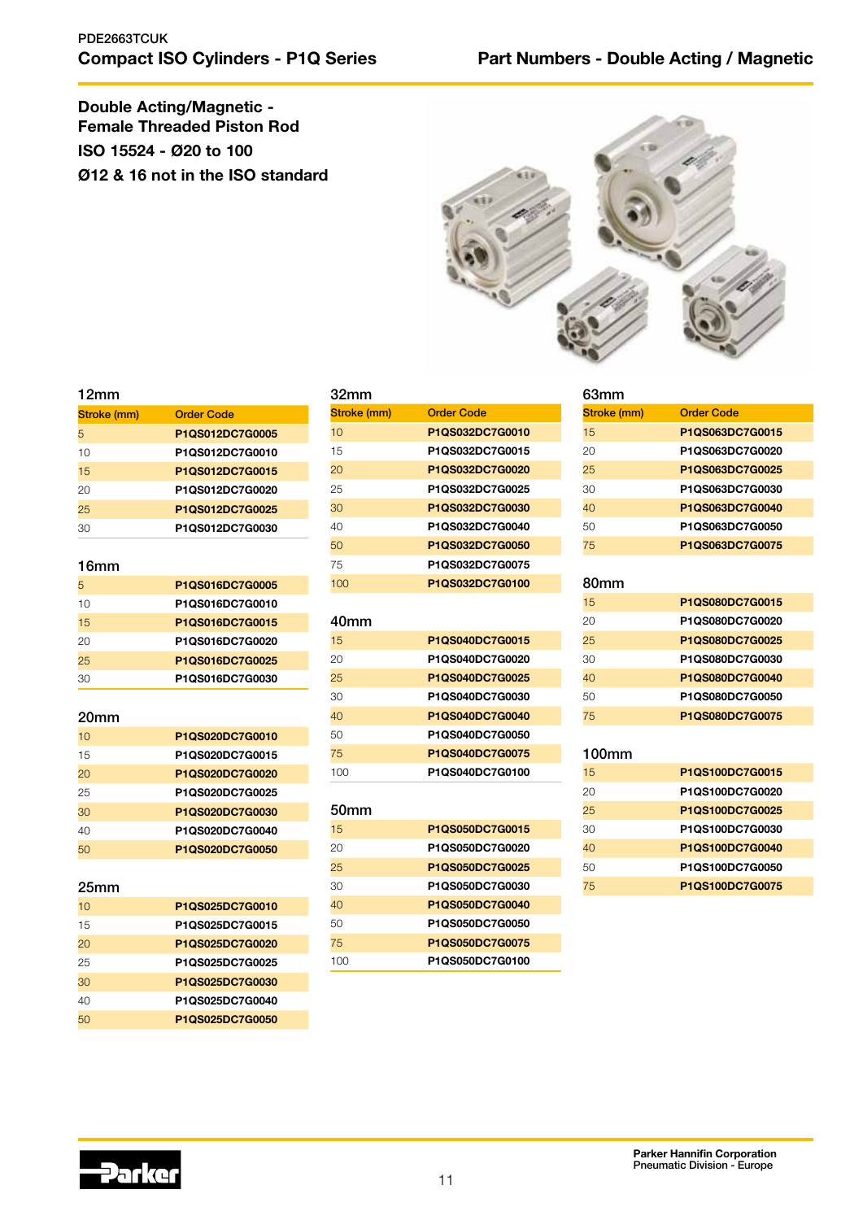# Compact ISO Cylinders - P1Q Series

## Part Numbers - Double Acting / Magnetic

### Double Acting/Magnetic - Female Threaded Piston Rod

**ISO 15524 - Ø20 to 100**

**Ø12 & 16 not in the ISO standard**

#### 12mm

| Stroke (mm) | Order Code |
|---|---|
| 5 | P1QS012DC7G0005 |
| 10 | P1QS012DC7G0010 |
| 15 | P1QS012DC7G0015 |
| 20 | P1QS012DC7G0020 |
| 25 | P1QS012DC7G0025 |
| 30 | P1QS012DC7G0030 |

#### 16mm

| Stroke (mm) | Order Code |
|---|---|
| 5 | P1QS016DC7G0005 |
| 10 | P1QS016DC7G0010 |
| 15 | P1QS016DC7G0015 |
| 20 | P1QS016DC7G0020 |
| 25 | P1QS016DC7G0025 |
| 30 | P1QS016DC7G0030 |

#### 20mm

| Stroke (mm) | Order Code |
|---|---|
| 10 | P1QS020DC7G0010 |
| 15 | P1QS020DC7G0015 |
| 20 | P1QS020DC7G0020 |
| 25 | P1QS020DC7G0025 |
| 30 | P1QS020DC7G0030 |
| 40 | P1QS020DC7G0040 |
| 50 | P1QS020DC7G0050 |

#### 25mm

| Stroke (mm) | Order Code |
|---|---|
| 10 | P1QS025DC7G0010 |
| 15 | P1QS025DC7G0015 |
| 20 | P1QS025DC7G0020 |
| 25 | P1QS025DC7G0025 |
| 30 | P1QS025DC7G0030 |
| 40 | P1QS025DC7G0040 |
| 50 | P1QS025DC7G0050 |

#### 32mm

| Stroke (mm) | Order Code |
|---|---|
| 10 | P1QS032DC7G0010 |
| 15 | P1QS032DC7G0015 |
| 20 | P1QS032DC7G0020 |
| 25 | P1QS032DC7G0025 |
| 30 | P1QS032DC7G0030 |
| 40 | P1QS032DC7G0040 |
| 50 | P1QS032DC7G0050 |
| 75 | P1QS032DC7G0075 |
| 100 | P1QS032DC7G0100 |

#### 40mm

| Stroke (mm) | Order Code |
|---|---|
| 15 | P1QS040DC7G0015 |
| 20 | P1QS040DC7G0020 |
| 25 | P1QS040DC7G0025 |
| 30 | P1QS040DC7G0030 |
| 40 | P1QS040DC7G0040 |
| 50 | P1QS040DC7G0050 |
| 75 | P1QS040DC7G0075 |
| 100 | P1QS040DC7G0100 |

#### 50mm

| Stroke (mm) | Order Code |
|---|---|
| 15 | P1QS050DC7G0015 |
| 20 | P1QS050DC7G0020 |
| 25 | P1QS050DC7G0025 |
| 30 | P1QS050DC7G0030 |
| 40 | P1QS050DC7G0040 |
| 50 | P1QS050DC7G0050 |
| 75 | P1QS050DC7G0075 |
| 100 | P1QS050DC7G0100 |

#### 63mm

| Stroke (mm) | Order Code |
|---|---|
| 15 | P1QS063DC7G0015 |
| 20 | P1QS063DC7G0020 |
| 25 | P1QS063DC7G0025 |
| 30 | P1QS063DC7G0030 |
| 40 | P1QS063DC7G0040 |
| 50 | P1QS063DC7G0050 |
| 75 | P1QS063DC7G0075 |

#### 80mm

| Stroke (mm) | Order Code |
|---|---|
| 15 | P1QS080DC7G0015 |
| 20 | P1QS080DC7G0020 |
| 25 | P1QS080DC7G0025 |
| 30 | P1QS080DC7G0030 |
| 40 | P1QS080DC7G0040 |
| 50 | P1QS080DC7G0050 |
| 75 | P1QS080DC7G0075 |

#### 100mm

| Stroke (mm) | Order Code |
|---|---|
| 15 | P1QS100DC7G0015 |
| 20 | P1QS100DC7G0020 |
| 25 | P1QS100DC7G0025 |
| 30 | P1QS100DC7G0030 |
| 40 | P1QS100DC7G0040 |
| 50 | P1QS100DC7G0050 |
| 75 | P1QS100DC7G0075 |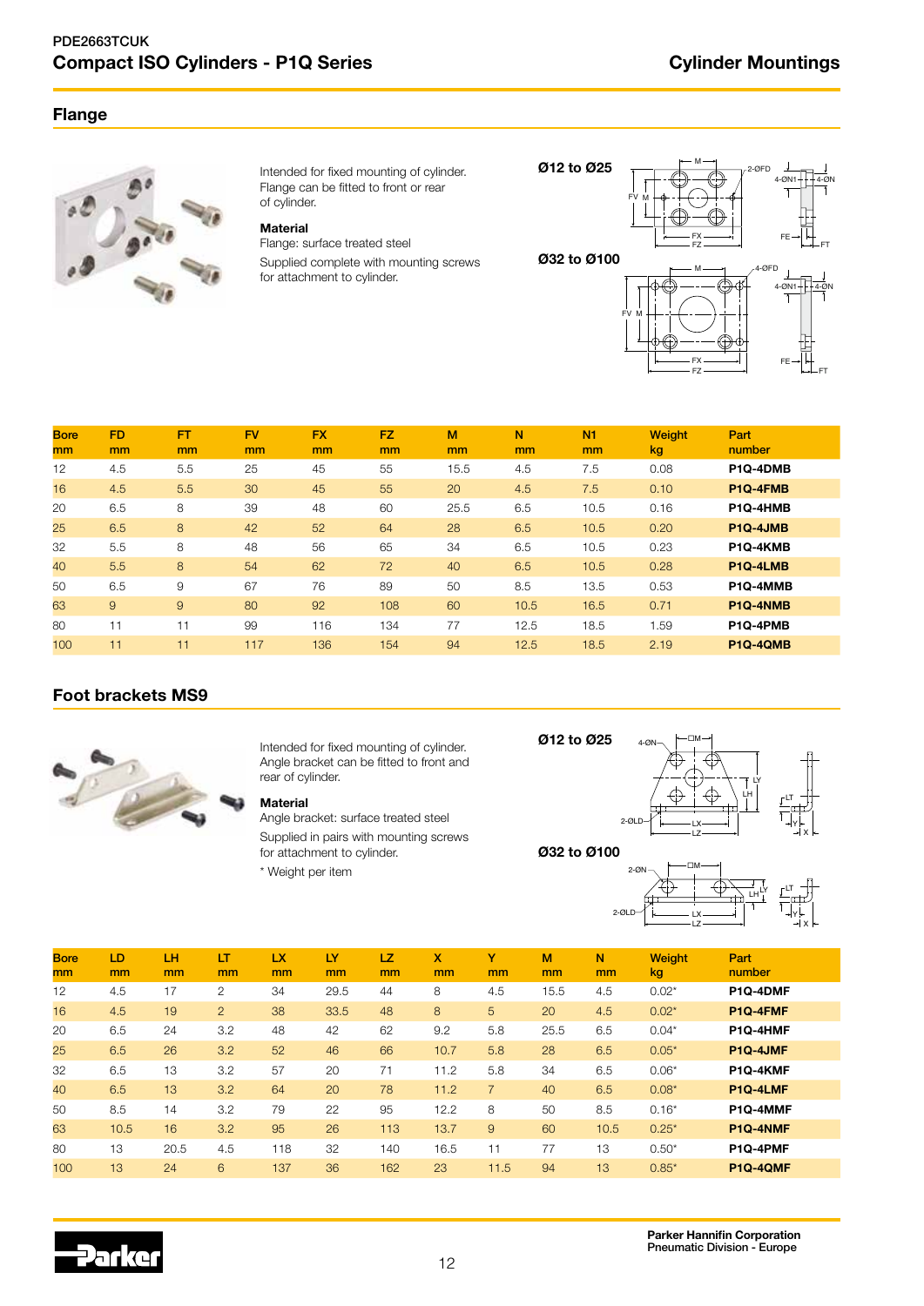# Compact ISO Cylinders - P1Q Series

## Cylinder Mountings

### Flange

Intended for fixed mounting of cylinder. Flange can be fitted to front or rear of cylinder.

**Material**
Flange: surface treated steel

Supplied complete with mounting screws for attachment to cylinder.

Ø12 to Ø25

Ø32 to Ø100

| Bore mm | FD mm | FT mm | FV mm | FX mm | FZ mm | M mm | N mm | N1 mm | Weight kg | Part number |
|---|---|---|---|---|---|---|---|---|---|---|
| 12 | 4.5 | 5.5 | 25 | 45 | 55 | 15.5 | 4.5 | 7.5 | 0.08 | **P1Q-4DMB** |
| 16 | 4.5 | 5.5 | 30 | 45 | 55 | 20 | 4.5 | 7.5 | 0.10 | **P1Q-4FMB** |
| 20 | 6.5 | 8 | 39 | 48 | 60 | 25.5 | 6.5 | 10.5 | 0.16 | **P1Q-4HMB** |
| 25 | 6.5 | 8 | 42 | 52 | 64 | 28 | 6.5 | 10.5 | 0.20 | **P1Q-4JMB** |
| 32 | 5.5 | 8 | 48 | 56 | 65 | 34 | 6.5 | 10.5 | 0.23 | **P1Q-4KMB** |
| 40 | 5.5 | 8 | 54 | 62 | 72 | 40 | 6.5 | 10.5 | 0.28 | **P1Q-4LMB** |
| 50 | 6.5 | 9 | 67 | 76 | 89 | 50 | 8.5 | 13.5 | 0.53 | **P1Q-4MMB** |
| 63 | 9 | 9 | 80 | 92 | 108 | 60 | 10.5 | 16.5 | 0.71 | **P1Q-4NMB** |
| 80 | 11 | 11 | 99 | 116 | 134 | 77 | 12.5 | 18.5 | 1.59 | **P1Q-4PMB** |
| 100 | 11 | 11 | 117 | 136 | 154 | 94 | 12.5 | 18.5 | 2.19 | **P1Q-4QMB** |

### Foot brackets MS9

Intended for fixed mounting of cylinder. Angle bracket can be fitted to front and rear of cylinder.

**Material**
Angle bracket: surface treated steel

Supplied in pairs with mounting screws for attachment to cylinder.

\* Weight per item

Ø12 to Ø25

Ø32 to Ø100

| Bore mm | LD mm | LH mm | LT mm | LX mm | LY mm | LZ mm | X mm | Y mm | M mm | N mm | Weight kg | Part number |
|---|---|---|---|---|---|---|---|---|---|---|---|---|
| 12 | 4.5 | 17 | 2 | 34 | 29.5 | 44 | 8 | 4.5 | 15.5 | 4.5 | 0.02* | **P1Q-4DMF** |
| 16 | 4.5 | 19 | 2 | 38 | 33.5 | 48 | 8 | 5 | 20 | 4.5 | 0.02* | **P1Q-4FMF** |
| 20 | 6.5 | 24 | 3.2 | 48 | 42 | 62 | 9.2 | 5.8 | 25.5 | 6.5 | 0.04* | **P1Q-4HMF** |
| 25 | 6.5 | 26 | 3.2 | 52 | 46 | 66 | 10.7 | 5.8 | 28 | 6.5 | 0.05* | **P1Q-4JMF** |
| 32 | 6.5 | 13 | 3.2 | 57 | 20 | 71 | 11.2 | 5.8 | 34 | 6.5 | 0.06* | **P1Q-4KMF** |
| 40 | 6.5 | 13 | 3.2 | 64 | 20 | 78 | 11.2 | 7 | 40 | 6.5 | 0.08* | **P1Q-4LMF** |
| 50 | 8.5 | 14 | 3.2 | 79 | 22 | 95 | 12.2 | 8 | 50 | 8.5 | 0.16* | **P1Q-4MMF** |
| 63 | 10.5 | 16 | 3.2 | 95 | 26 | 113 | 13.7 | 9 | 60 | 10.5 | 0.25* | **P1Q-4NMF** |
| 80 | 13 | 20.5 | 4.5 | 118 | 32 | 140 | 16.5 | 11 | 77 | 13 | 0.50* | **P1Q-4PMF** |
| 100 | 13 | 24 | 6 | 137 | 36 | 162 | 23 | 11.5 | 94 | 13 | 0.85* | **P1Q-4QMF** |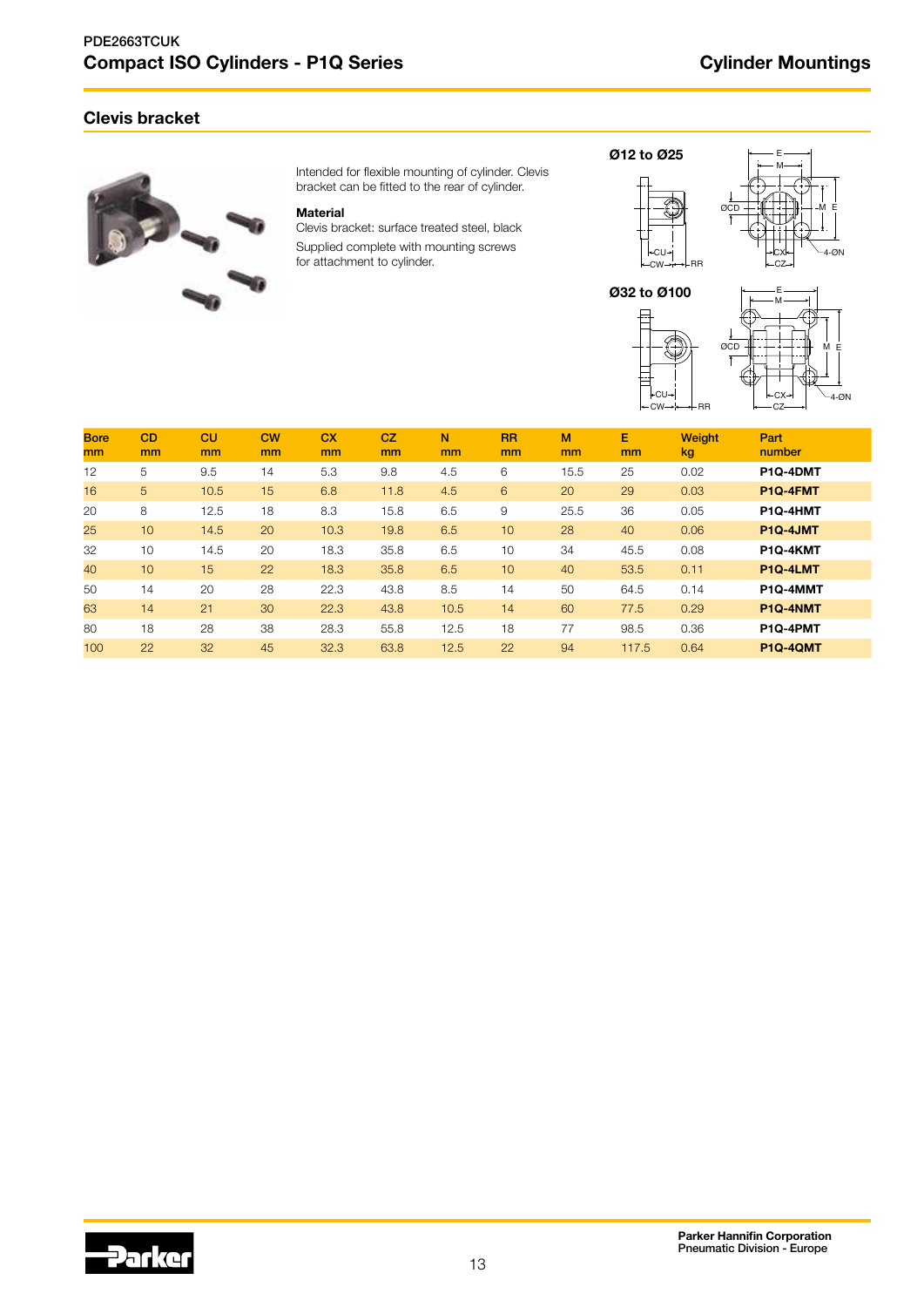## Clevis bracket

Intended for flexible mounting of cylinder. Clevis bracket can be fitted to the rear of cylinder.

**Material**

Clevis bracket: surface treated steel, black

Supplied complete with mounting screws for attachment to cylinder.

**Ø12 to Ø25**

**Ø32 to Ø100**

| Bore mm | CD mm | CU mm | CW mm | CX mm | CZ mm | N mm | RR mm | M mm | E mm | Weight kg | Part number |
|---|---|---|---|---|---|---|---|---|---|---|---|
| 12 | 5 | 9.5 | 14 | 5.3 | 9.8 | 4.5 | 6 | 15.5 | 25 | 0.02 | **P1Q-4DMT** |
| 16 | 5 | 10.5 | 15 | 6.8 | 11.8 | 4.5 | 6 | 20 | 29 | 0.03 | **P1Q-4FMT** |
| 20 | 8 | 12.5 | 18 | 8.3 | 15.8 | 6.5 | 9 | 25.5 | 36 | 0.05 | **P1Q-4HMT** |
| 25 | 10 | 14.5 | 20 | 10.3 | 19.8 | 6.5 | 10 | 28 | 40 | 0.06 | **P1Q-4JMT** |
| 32 | 10 | 14.5 | 20 | 18.3 | 35.8 | 6.5 | 10 | 34 | 45.5 | 0.08 | **P1Q-4KMT** |
| 40 | 10 | 15 | 22 | 18.3 | 35.8 | 6.5 | 10 | 40 | 53.5 | 0.11 | **P1Q-4LMT** |
| 50 | 14 | 20 | 28 | 22.3 | 43.8 | 8.5 | 14 | 50 | 64.5 | 0.14 | **P1Q-4MMT** |
| 63 | 14 | 21 | 30 | 22.3 | 43.8 | 10.5 | 14 | 60 | 77.5 | 0.29 | **P1Q-4NMT** |
| 80 | 18 | 28 | 38 | 28.3 | 55.8 | 12.5 | 18 | 77 | 98.5 | 0.36 | **P1Q-4PMT** |
| 100 | 22 | 32 | 45 | 32.3 | 63.8 | 12.5 | 22 | 94 | 117.5 | 0.64 | **P1Q-4QMT** |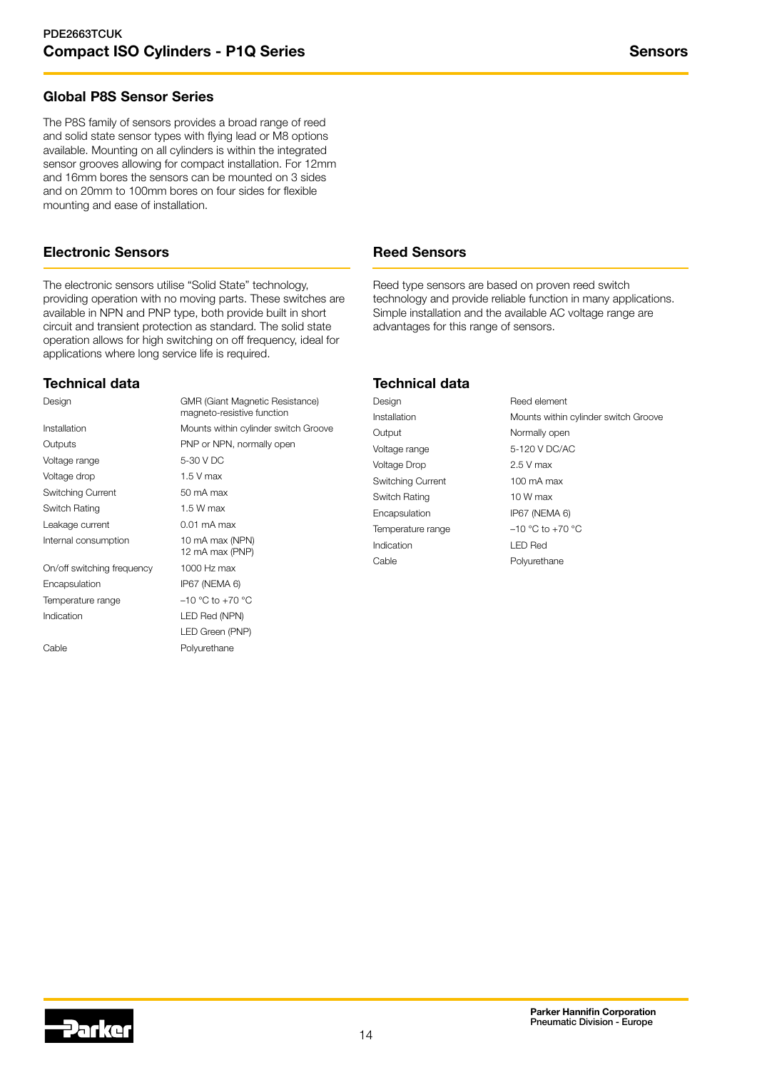## Global P8S Sensor Series

The P8S family of sensors provides a broad range of reed and solid state sensor types with flying lead or M8 options available. Mounting on all cylinders is within the integrated sensor grooves allowing for compact installation. For 12mm and 16mm bores the sensors can be mounted on 3 sides and on 20mm to 100mm bores on four sides for flexible mounting and ease of installation.

## Electronic Sensors

The electronic sensors utilise "Solid State" technology, providing operation with no moving parts. These switches are available in NPN and PNP type, both provide built in short circuit and transient protection as standard. The solid state operation allows for high switching on off frequency, ideal for applications where long service life is required.

### Technical data

| | |
|---|---|
| Design | GMR (Giant Magnetic Resistance) magneto-resistive function |
| Installation | Mounts within cylinder switch Groove |
| Outputs | PNP or NPN, normally open |
| Voltage range | 5-30 V DC |
| Voltage drop | 1.5 V max |
| Switching Current | 50 mA max |
| Switch Rating | 1.5 W max |
| Leakage current | 0.01 mA max |
| Internal consumption | 10 mA max (NPN)<br>12 mA max (PNP) |
| On/off switching frequency | 1000 Hz max |
| Encapsulation | IP67 (NEMA 6) |
| Temperature range | –10 °C to +70 °C |
| Indication | LED Red (NPN)<br>LED Green (PNP) |
| Cable | Polyurethane |

## Reed Sensors

Reed type sensors are based on proven reed switch technology and provide reliable function in many applications. Simple installation and the available AC voltage range are advantages for this range of sensors.

### Technical data

| | |
|---|---|
| Design | Reed element |
| Installation | Mounts within cylinder switch Groove |
| Output | Normally open |
| Voltage range | 5-120 V DC/AC |
| Voltage Drop | 2.5 V max |
| Switching Current | 100 mA max |
| Switch Rating | 10 W max |
| Encapsulation | IP67 (NEMA 6) |
| Temperature range | –10 °C to +70 °C |
| Indication | LED Red |
| Cable | Polyurethane |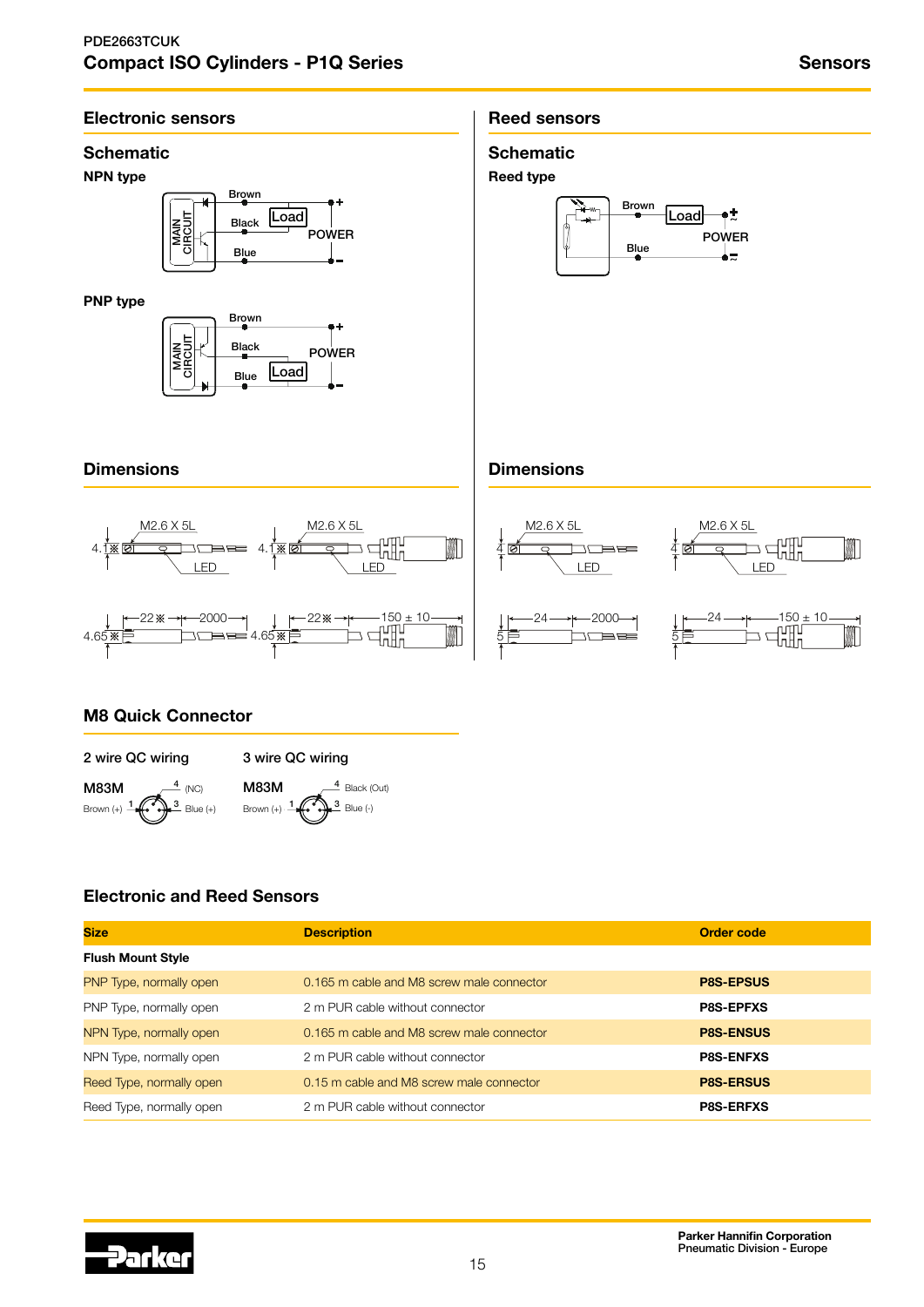## Electronic sensors

### Schematic

**NPN type**

MAIN CIRCUIT

Brown

Black

Load

POWER

Blue

**PNP type**

MAIN CIRCUIT

Brown

Black

POWER

Blue

Load

### Dimensions

M2.6 X 5L

4.1※

LED

M2.6 X 5L

4.1※

LED

22※

2000

4.65※

22※

150 ± 10

4.65※

## Reed sensors

### Schematic

**Reed type**

Brown

Load

POWER

Blue

### Dimensions

M2.6 X 5L

4

LED

M2.6 X 5L

4

LED

24

2000

5

24

150 ± 10

5

## M8 Quick Connector

2 wire QC wiring

M83M

Brown (+) 1, 4 (NC), 3 Blue (+)

3 wire QC wiring

M83M

Brown (+) 1, 4 Black (Out), 3 Blue (-)

## Electronic and Reed Sensors

| Size | Description | Order code |
|---|---|---|
| **Flush Mount Style** | | |
| PNP Type, normally open | 0.165 m cable and M8 screw male connector | **P8S-EPSUS** |
| PNP Type, normally open | 2 m PUR cable without connector | **P8S-EPFXS** |
| NPN Type, normally open | 0.165 m cable and M8 screw male connector | **P8S-ENSUS** |
| NPN Type, normally open | 2 m PUR cable without connector | **P8S-ENFXS** |
| Reed Type, normally open | 0.15 m cable and M8 screw male connector | **P8S-ERSUS** |
| Reed Type, normally open | 2 m PUR cable without connector | **P8S-ERFXS** |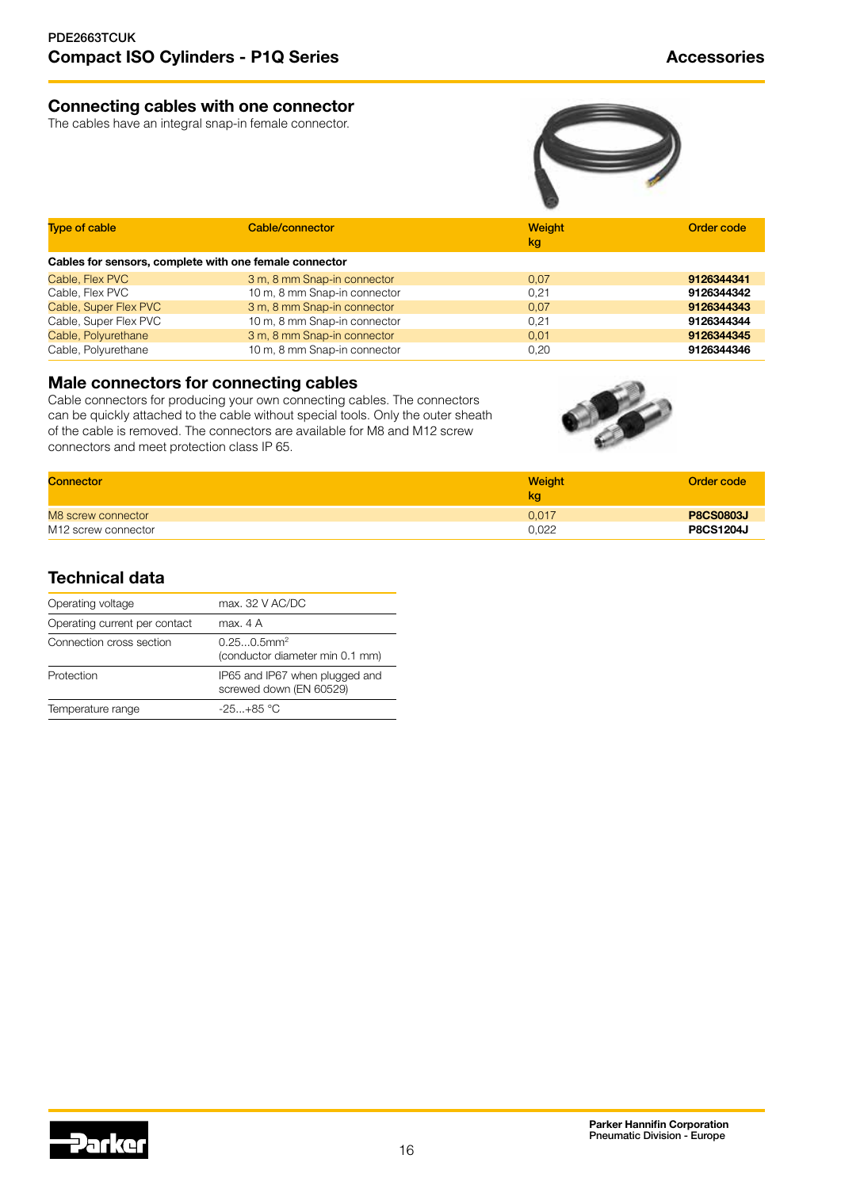## Connecting cables with one connector

The cables have an integral snap-in female connector.

| Type of cable | Cable/connector | Weight kg | Order code |
|---|---|---|---|
| **Cables for sensors, complete with one female connector** | | | |
| Cable, Flex PVC | 3 m, 8 mm Snap-in connector | 0,07 | **9126344341** |
| Cable, Flex PVC | 10 m, 8 mm Snap-in connector | 0,21 | **9126344342** |
| Cable, Super Flex PVC | 3 m, 8 mm Snap-in connector | 0,07 | **9126344343** |
| Cable, Super Flex PVC | 10 m, 8 mm Snap-in connector | 0,21 | **9126344344** |
| Cable, Polyurethane | 3 m, 8 mm Snap-in connector | 0,01 | **9126344345** |
| Cable, Polyurethane | 10 m, 8 mm Snap-in connector | 0,20 | **9126344346** |

## Male connectors for connecting cables

Cable connectors for producing your own connecting cables. The connectors can be quickly attached to the cable without special tools. Only the outer sheath of the cable is removed. The connectors are available for M8 and M12 screw connectors and meet protection class IP 65.

| Connector | Weight kg | Order code |
|---|---|---|
| M8 screw connector | 0,017 | **P8CS0803J** |
| M12 screw connector | 0,022 | **P8CS1204J** |

## Technical data

| | |
|---|---|
| Operating voltage | max. 32 V AC/DC |
| Operating current per contact | max. 4 A |
| Connection cross section | 0.25...0.5mm$^2$ (conductor diameter min 0.1 mm) |
| Protection | IP65 and IP67 when plugged and screwed down (EN 60529) |
| Temperature range | -25...+85 °C |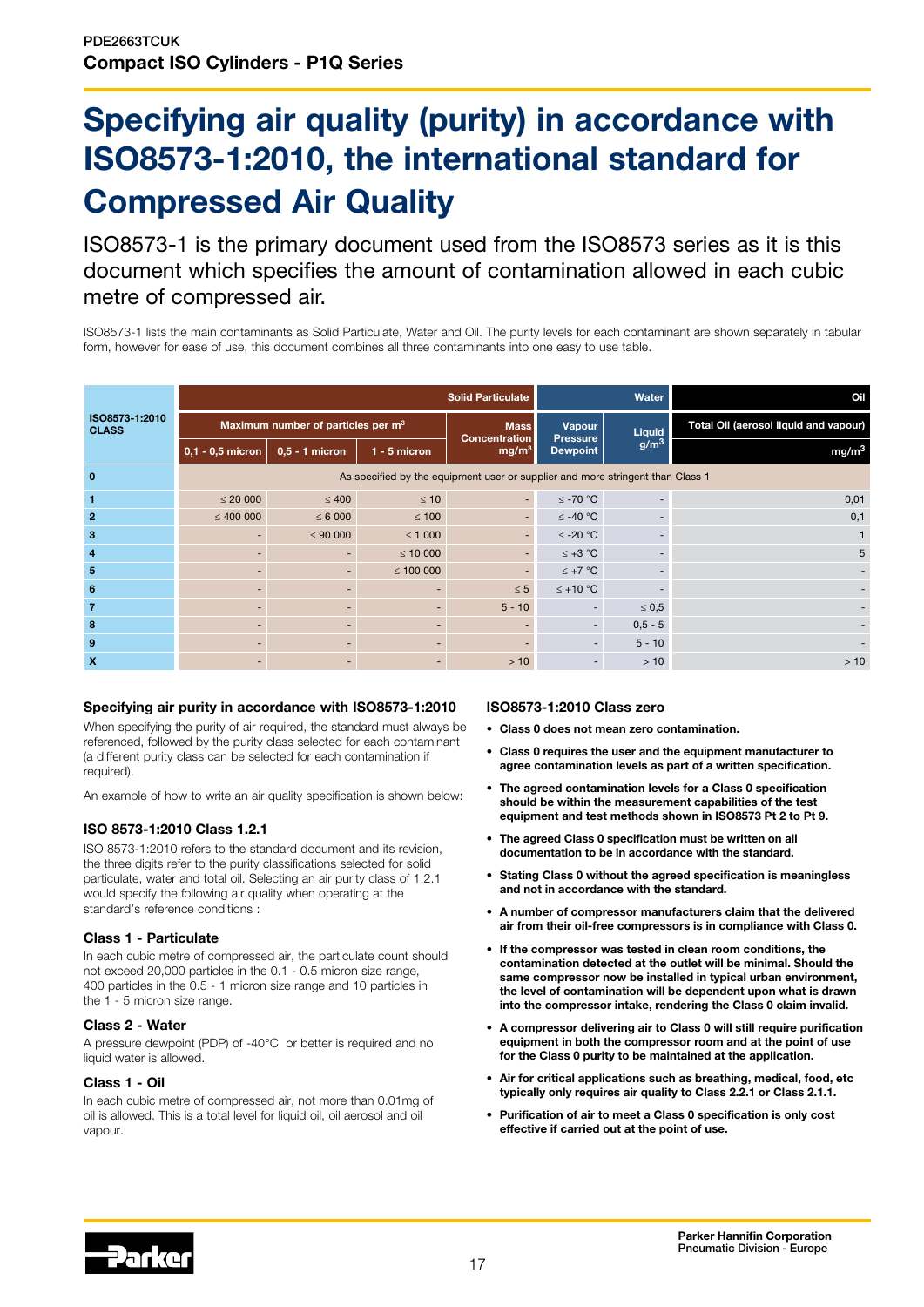PDE2663TCUK
**Compact ISO Cylinders - P1Q Series**

# Specifying air quality (purity) in accordance with ISO8573-1:2010, the international standard for Compressed Air Quality

ISO8573-1 is the primary document used from the ISO8573 series as it is this document which specifies the amount of contamination allowed in each cubic metre of compressed air.

ISO8573-1 lists the main contaminants as Solid Particulate, Water and Oil. The purity levels for each contaminant are shown separately in tabular form, however for ease of use, this document combines all three contaminants into one easy to use table.

| ISO8573-1:2010 CLASS | Solid Particulate | | | | Water | | Oil |
|---|---|---|---|---|---|---|---|
| | Maximum number of particles per m³ | | | Mass Concentration mg/m³ | Vapour Pressure Dewpoint | Liquid g/m³ | Total Oil (aerosol liquid and vapour) mg/m³ |
| | 0,1 - 0,5 micron | 0,5 - 1 micron | 1 - 5 micron | | | | |
| **0** | As specified by the equipment user or supplier and more stringent than Class 1 | | | | | | |
| **1** | ≤ 20 000 | ≤ 400 | ≤ 10 | - | ≤ -70 °C | - | 0,01 |
| **2** | ≤ 400 000 | ≤ 6 000 | ≤ 100 | - | ≤ -40 °C | - | 0,1 |
| **3** | - | ≤ 90 000 | ≤ 1 000 | - | ≤ -20 °C | - | 1 |
| **4** | - | - | ≤ 10 000 | - | ≤ +3 °C | - | 5 |
| **5** | - | - | ≤ 100 000 | - | ≤ +7 °C | - | - |
| **6** | - | - | - | ≤ 5 | ≤ +10 °C | - | - |
| **7** | - | - | - | 5 - 10 | - | ≤ 0,5 | - |
| **8** | - | - | - | - | - | 0,5 - 5 | - |
| **9** | - | - | - | - | - | 5 - 10 | - |
| **X** | - | - | - | > 10 | - | > 10 | > 10 |

### Specifying air purity in accordance with ISO8573-1:2010

When specifying the purity of air required, the standard must always be referenced, followed by the purity class selected for each contaminant (a different purity class can be selected for each contamination if required).

An example of how to write an air quality specification is shown below:

### ISO 8573-1:2010 Class 1.2.1

ISO 8573-1:2010 refers to the standard document and its revision, the three digits refer to the purity classifications selected for solid particulate, water and total oil. Selecting an air purity class of 1.2.1 would specify the following air quality when operating at the standard's reference conditions :

### Class 1 - Particulate

In each cubic metre of compressed air, the particulate count should not exceed 20,000 particles in the 0.1 - 0.5 micron size range, 400 particles in the 0.5 - 1 micron size range and 10 particles in the 1 - 5 micron size range.

### Class 2 - Water

A pressure dewpoint (PDP) of -40°C or better is required and no liquid water is allowed.

### Class 1 - Oil

In each cubic metre of compressed air, not more than 0.01mg of oil is allowed. This is a total level for liquid oil, oil aerosol and oil vapour.

### ISO8573-1:2010 Class zero

- **Class 0 does not mean zero contamination.**
- **Class 0 requires the user and the equipment manufacturer to agree contamination levels as part of a written specification.**
- **The agreed contamination levels for a Class 0 specification should be within the measurement capabilities of the test equipment and test methods shown in ISO8573 Pt 2 to Pt 9.**
- **The agreed Class 0 specification must be written on all documentation to be in accordance with the standard.**
- **Stating Class 0 without the agreed specification is meaningless and not in accordance with the standard.**
- **A number of compressor manufacturers claim that the delivered air from their oil-free compressors is in compliance with Class 0.**
- **If the compressor was tested in clean room conditions, the contamination detected at the outlet will be minimal. Should the same compressor now be installed in typical urban environment, the level of contamination will be dependent upon what is drawn into the compressor intake, rendering the Class 0 claim invalid.**
- **A compressor delivering air to Class 0 will still require purification equipment in both the compressor room and at the point of use for the Class 0 purity to be maintained at the application.**
- **Air for critical applications such as breathing, medical, food, etc typically only requires air quality to Class 2.2.1 or Class 2.1.1.**
- **Purification of air to meet a Class 0 specification is only cost effective if carried out at the point of use.**

Parker Hannifin Corporation
Pneumatic Division - Europe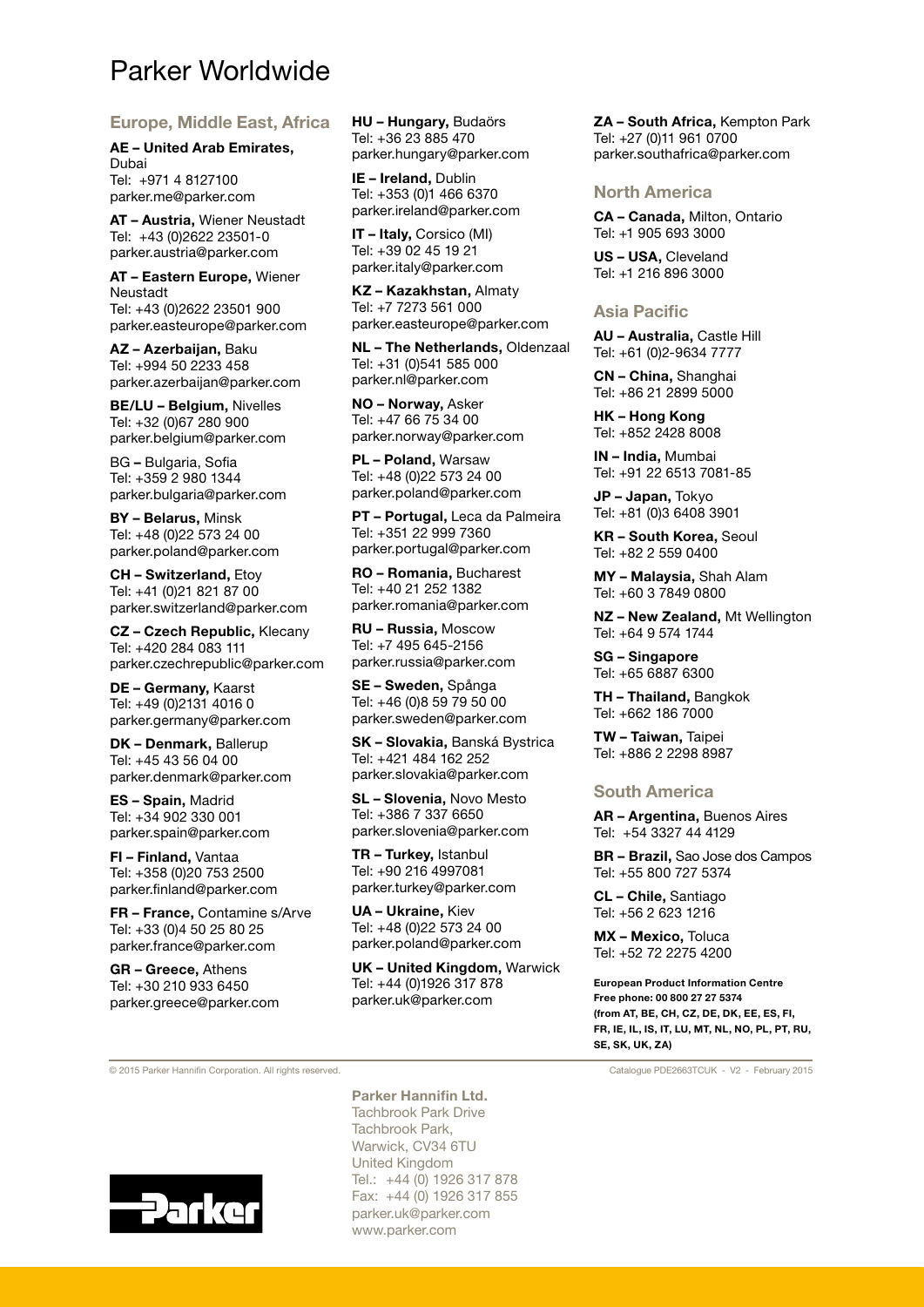# Parker Worldwide

## Europe, Middle East, Africa

**AE – United Arab Emirates,** Dubai
Tel: +971 4 8127100
parker.me@parker.com

**AT – Austria,** Wiener Neustadt
Tel: +43 (0)2622 23501-0
parker.austria@parker.com

**AT – Eastern Europe,** Wiener Neustadt
Tel: +43 (0)2622 23501 900
parker.easteurope@parker.com

**AZ – Azerbaijan,** Baku
Tel: +994 50 2233 458
parker.azerbaijan@parker.com

**BE/LU – Belgium,** Nivelles
Tel: +32 (0)67 280 900
parker.belgium@parker.com

BG – Bulgaria, Sofia
Tel: +359 2 980 1344
parker.bulgaria@parker.com

**BY – Belarus,** Minsk
Tel: +48 (0)22 573 24 00
parker.poland@parker.com

**CH – Switzerland,** Etoy
Tel: +41 (0)21 821 87 00
parker.switzerland@parker.com

**CZ – Czech Republic,** Klecany
Tel: +420 284 083 111
parker.czechrepublic@parker.com

**DE – Germany,** Kaarst
Tel: +49 (0)2131 4016 0
parker.germany@parker.com

**DK – Denmark,** Ballerup
Tel: +45 43 56 04 00
parker.denmark@parker.com

**ES – Spain,** Madrid
Tel: +34 902 330 001
parker.spain@parker.com

**FI – Finland,** Vantaa
Tel: +358 (0)20 753 2500
parker.finland@parker.com

**FR – France,** Contamine s/Arve
Tel: +33 (0)4 50 25 80 25
parker.france@parker.com

**GR – Greece,** Athens
Tel: +30 210 933 6450
parker.greece@parker.com

**HU – Hungary,** Budaörs
Tel: +36 23 885 470
parker.hungary@parker.com

**IE – Ireland,** Dublin
Tel: +353 (0)1 466 6370
parker.ireland@parker.com

**IT – Italy,** Corsico (MI)
Tel: +39 02 45 19 21
parker.italy@parker.com

**KZ – Kazakhstan,** Almaty
Tel: +7 7273 561 000
parker.easteurope@parker.com

**NL – The Netherlands,** Oldenzaal
Tel: +31 (0)541 585 000
parker.nl@parker.com

**NO – Norway,** Asker
Tel: +47 66 75 34 00
parker.norway@parker.com

**PL – Poland,** Warsaw
Tel: +48 (0)22 573 24 00
parker.poland@parker.com

**PT – Portugal,** Leca da Palmeira
Tel: +351 22 999 7360
parker.portugal@parker.com

**RO – Romania,** Bucharest
Tel: +40 21 252 1382
parker.romania@parker.com

**RU – Russia,** Moscow
Tel: +7 495 645-2156
parker.russia@parker.com

**SE – Sweden,** Spånga
Tel: +46 (0)8 59 79 50 00
parker.sweden@parker.com

**SK – Slovakia,** Banská Bystrica
Tel: +421 484 162 252
parker.slovakia@parker.com

**SL – Slovenia,** Novo Mesto
Tel: +386 7 337 6650
parker.slovenia@parker.com

**TR – Turkey,** Istanbul
Tel: +90 216 4997081
parker.turkey@parker.com

**UA – Ukraine,** Kiev
Tel: +48 (0)22 573 24 00
parker.poland@parker.com

**UK – United Kingdom,** Warwick
Tel: +44 (0)1926 317 878
parker.uk@parker.com

**ZA – South Africa,** Kempton Park
Tel: +27 (0)11 961 0700
parker.southafrica@parker.com

## North America

**CA – Canada,** Milton, Ontario
Tel: +1 905 693 3000

**US – USA,** Cleveland
Tel: +1 216 896 3000

## Asia Pacific

**AU – Australia,** Castle Hill
Tel: +61 (0)2-9634 7777

**CN – China,** Shanghai
Tel: +86 21 2899 5000

**HK – Hong Kong**
Tel: +852 2428 8008

**IN – India,** Mumbai
Tel: +91 22 6513 7081-85

**JP – Japan,** Tokyo
Tel: +81 (0)3 6408 3901

**KR – South Korea,** Seoul
Tel: +82 2 559 0400

**MY – Malaysia,** Shah Alam
Tel: +60 3 7849 0800

**NZ – New Zealand,** Mt Wellington
Tel: +64 9 574 1744

**SG – Singapore**
Tel: +65 6887 6300

**TH – Thailand,** Bangkok
Tel: +662 186 7000

**TW – Taiwan,** Taipei
Tel: +886 2 2298 8987

## South America

**AR – Argentina,** Buenos Aires
Tel: +54 3327 44 4129

**BR – Brazil,** Sao Jose dos Campos
Tel: +55 800 727 5374

**CL – Chile,** Santiago
Tel: +56 2 623 1216

**MX – Mexico,** Toluca
Tel: +52 72 2275 4200

**European Product Information Centre**
**Free phone: 00 800 27 27 5374**
**(from AT, BE, CH, CZ, DE, DK, EE, ES, FI, FR, IE, IL, IS, IT, LU, MT, NL, NO, PL, PT, RU, SE, SK, UK, ZA)**

© 2015 Parker Hannifin Corporation. All rights reserved.

Catalogue PDE2663TCUK - V2 - February 2015

**Parker Hannifin Ltd.**
Tachbrook Park Drive
Tachbrook Park,
Warwick, CV34 6TU
United Kingdom
Tel.: +44 (0) 1926 317 878
Fax: +44 (0) 1926 317 855
parker.uk@parker.com
www.parker.com